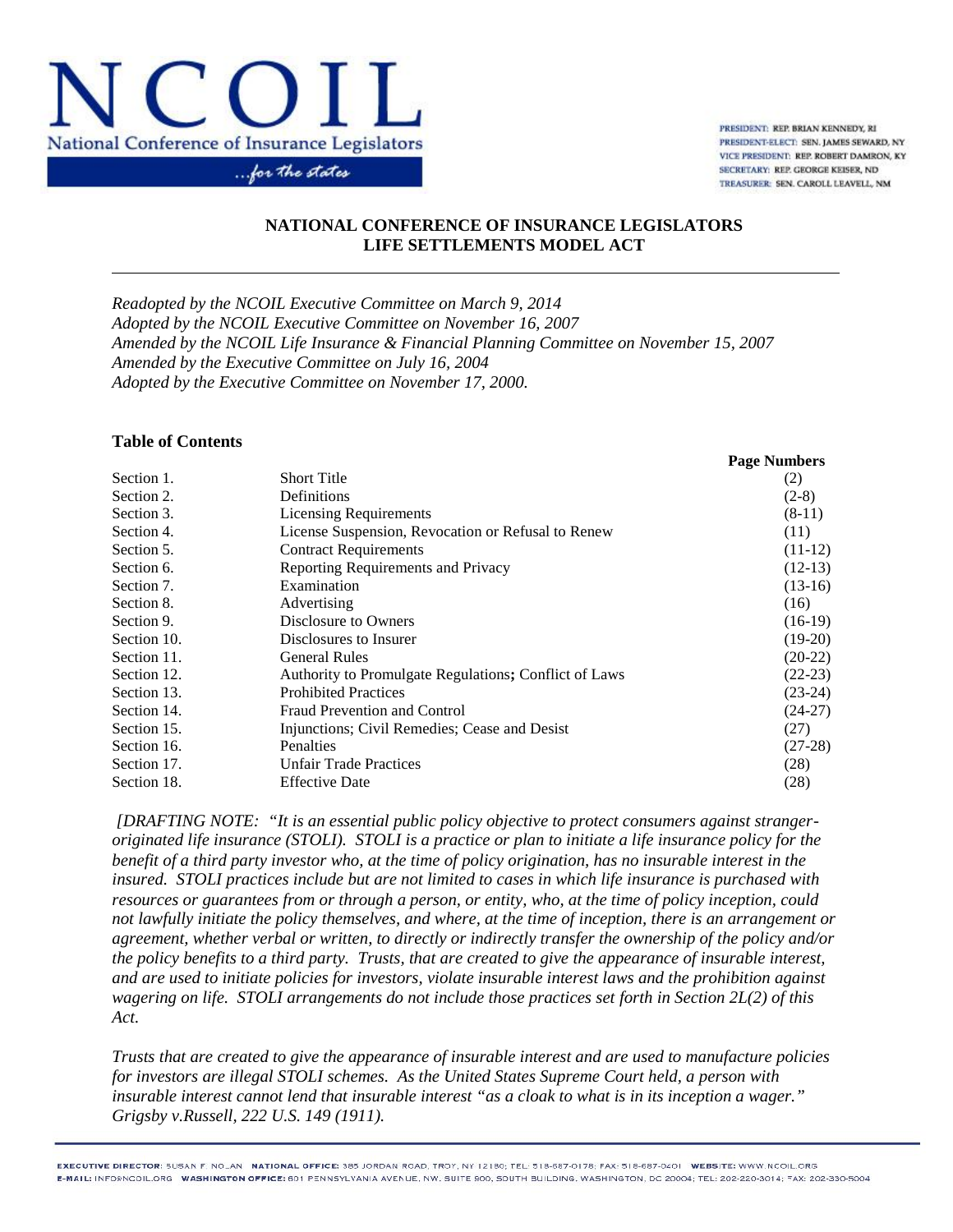NCOIL
National Conference of Insurance Legislators
...for the states

PRESIDENT: REP. BRIAN KENNEDY, RI
PRESIDENT-ELECT: SEN. JAMES SEWARD, NY
VICE PRESIDENT: REP. ROBERT DAMRON, KY
SECRETARY: REP. GEORGE KEISER, ND
TREASURER: SEN. CAROLL LEAVELL, NM

# NATIONAL CONFERENCE OF INSURANCE LEGISLATORS
# LIFE SETTLEMENTS MODEL ACT

*Readopted by the NCOIL Executive Committee on March 9, 2014*
*Adopted by the NCOIL Executive Committee on November 16, 2007*
*Amended by the NCOIL Life Insurance & Financial Planning Committee on November 15, 2007*
*Amended by the Executive Committee on July 16, 2004*
*Adopted by the Executive Committee on November 17, 2000.*

**Table of Contents**

| | | **Page Numbers** |
|---|---|---|
| Section 1. | Short Title | (2) |
| Section 2. | Definitions | (2-8) |
| Section 3. | Licensing Requirements | (8-11) |
| Section 4. | License Suspension, Revocation or Refusal to Renew | (11) |
| Section 5. | Contract Requirements | (11-12) |
| Section 6. | Reporting Requirements and Privacy | (12-13) |
| Section 7. | Examination | (13-16) |
| Section 8. | Advertising | (16) |
| Section 9. | Disclosure to Owners | (16-19) |
| Section 10. | Disclosures to Insurer | (19-20) |
| Section 11. | General Rules | (20-22) |
| Section 12. | Authority to Promulgate Regulations**;** Conflict of Laws | (22-23) |
| Section 13. | Prohibited Practices | (23-24) |
| Section 14. | Fraud Prevention and Control | (24-27) |
| Section 15. | Injunctions; Civil Remedies; Cease and Desist | (27) |
| Section 16. | Penalties | (27-28) |
| Section 17. | Unfair Trade Practices | (28) |
| Section 18. | Effective Date | (28) |

*[DRAFTING NOTE: "It is an essential public policy objective to protect consumers against stranger-originated life insurance (STOLI). STOLI is a practice or plan to initiate a life insurance policy for the benefit of a third party investor who, at the time of policy origination, has no insurable interest in the insured. STOLI practices include but are not limited to cases in which life insurance is purchased with resources or guarantees from or through a person, or entity, who, at the time of policy inception, could not lawfully initiate the policy themselves, and where, at the time of inception, there is an arrangement or agreement, whether verbal or written, to directly or indirectly transfer the ownership of the policy and/or the policy benefits to a third party. Trusts, that are created to give the appearance of insurable interest, and are used to initiate policies for investors, violate insurable interest laws and the prohibition against wagering on life. STOLI arrangements do not include those practices set forth in Section 2L(2) of this Act.*

*Trusts that are created to give the appearance of insurable interest and are used to manufacture policies for investors are illegal STOLI schemes. As the United States Supreme Court held, a person with insurable interest cannot lend that insurable interest "as a cloak to what is in its inception a wager." Grigsby v.Russell, 222 U.S. 149 (1911).*

EXECUTIVE DIRECTOR: SUSAN F. NOLAN NATIONAL OFFICE: 385 JORDAN ROAD, TROY, NY 12180; TEL: 518-687-0178; FAX: 518-687-0401 WEBSITE: WWW.NCOIL.ORG
E-MAIL: INFO@NCOIL.ORG WASHINGTON OFFICE: 601 PENNSYLVANIA AVENUE, NW, SUITE 900, SOUTH BUILDING, WASHINGTON, DC 20004; TEL: 202-220-3014; FAX: 202-330-5004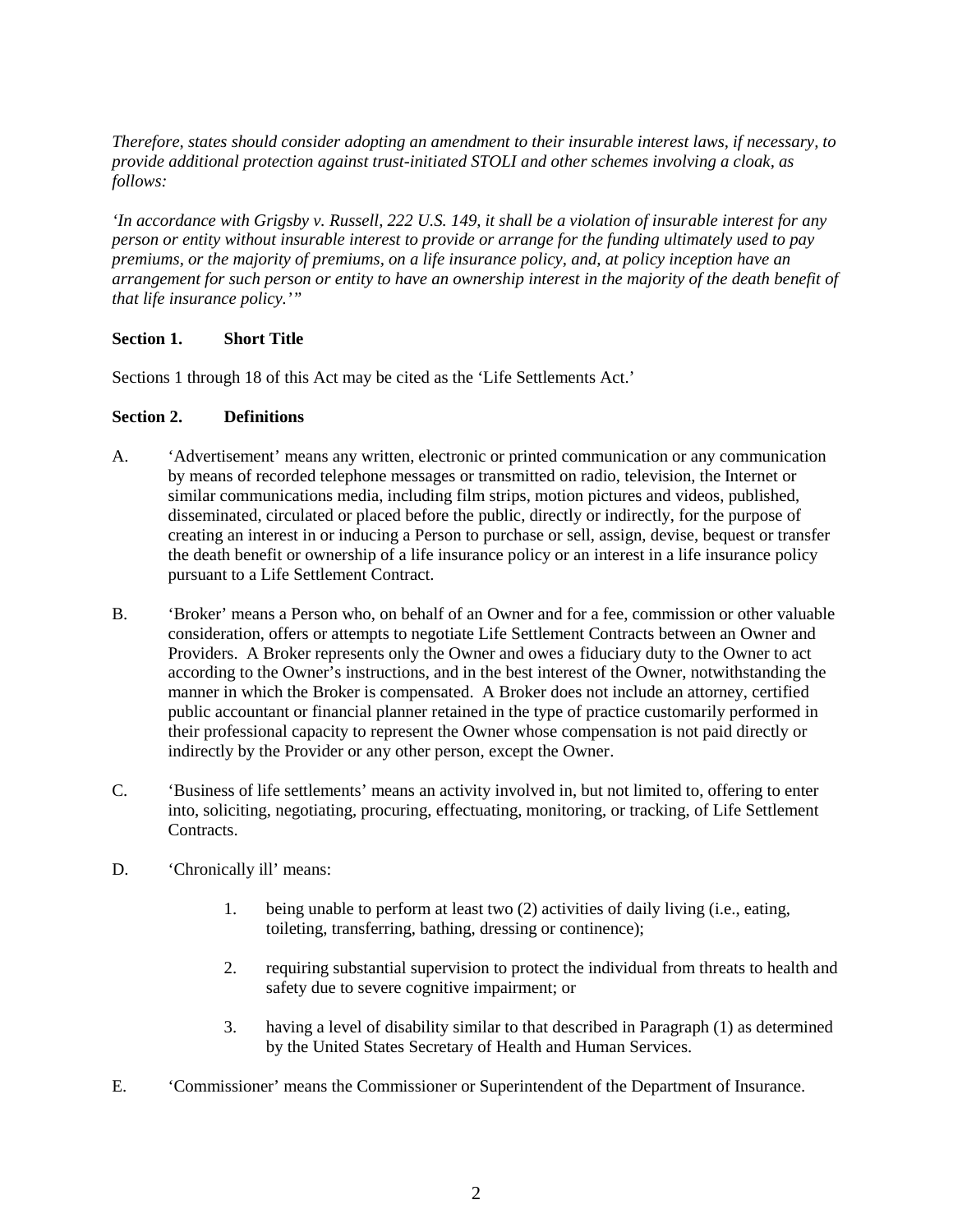*Therefore, states should consider adopting an amendment to their insurable interest laws, if necessary, to provide additional protection against trust-initiated STOLI and other schemes involving a cloak, as follows:*

*'In accordance with Grigsby v. Russell, 222 U.S. 149, it shall be a violation of insurable interest for any person or entity without insurable interest to provide or arrange for the funding ultimately used to pay premiums, or the majority of premiums, on a life insurance policy, and, at policy inception have an arrangement for such person or entity to have an ownership interest in the majority of the death benefit of that life insurance policy.'"*

**Section 1. Short Title**

Sections 1 through 18 of this Act may be cited as the 'Life Settlements Act.'

**Section 2. Definitions**

A. 'Advertisement' means any written, electronic or printed communication or any communication by means of recorded telephone messages or transmitted on radio, television, the Internet or similar communications media, including film strips, motion pictures and videos, published, disseminated, circulated or placed before the public, directly or indirectly, for the purpose of creating an interest in or inducing a Person to purchase or sell, assign, devise, bequest or transfer the death benefit or ownership of a life insurance policy or an interest in a life insurance policy pursuant to a Life Settlement Contract.

B. 'Broker' means a Person who, on behalf of an Owner and for a fee, commission or other valuable consideration, offers or attempts to negotiate Life Settlement Contracts between an Owner and Providers. A Broker represents only the Owner and owes a fiduciary duty to the Owner to act according to the Owner's instructions, and in the best interest of the Owner, notwithstanding the manner in which the Broker is compensated. A Broker does not include an attorney, certified public accountant or financial planner retained in the type of practice customarily performed in their professional capacity to represent the Owner whose compensation is not paid directly or indirectly by the Provider or any other person, except the Owner.

C. 'Business of life settlements' means an activity involved in, but not limited to, offering to enter into, soliciting, negotiating, procuring, effectuating, monitoring, or tracking, of Life Settlement Contracts.

D. 'Chronically ill' means:

   1. being unable to perform at least two (2) activities of daily living (i.e., eating, toileting, transferring, bathing, dressing or continence);

   2. requiring substantial supervision to protect the individual from threats to health and safety due to severe cognitive impairment; or

   3. having a level of disability similar to that described in Paragraph (1) as determined by the United States Secretary of Health and Human Services.

E. 'Commissioner' means the Commissioner or Superintendent of the Department of Insurance.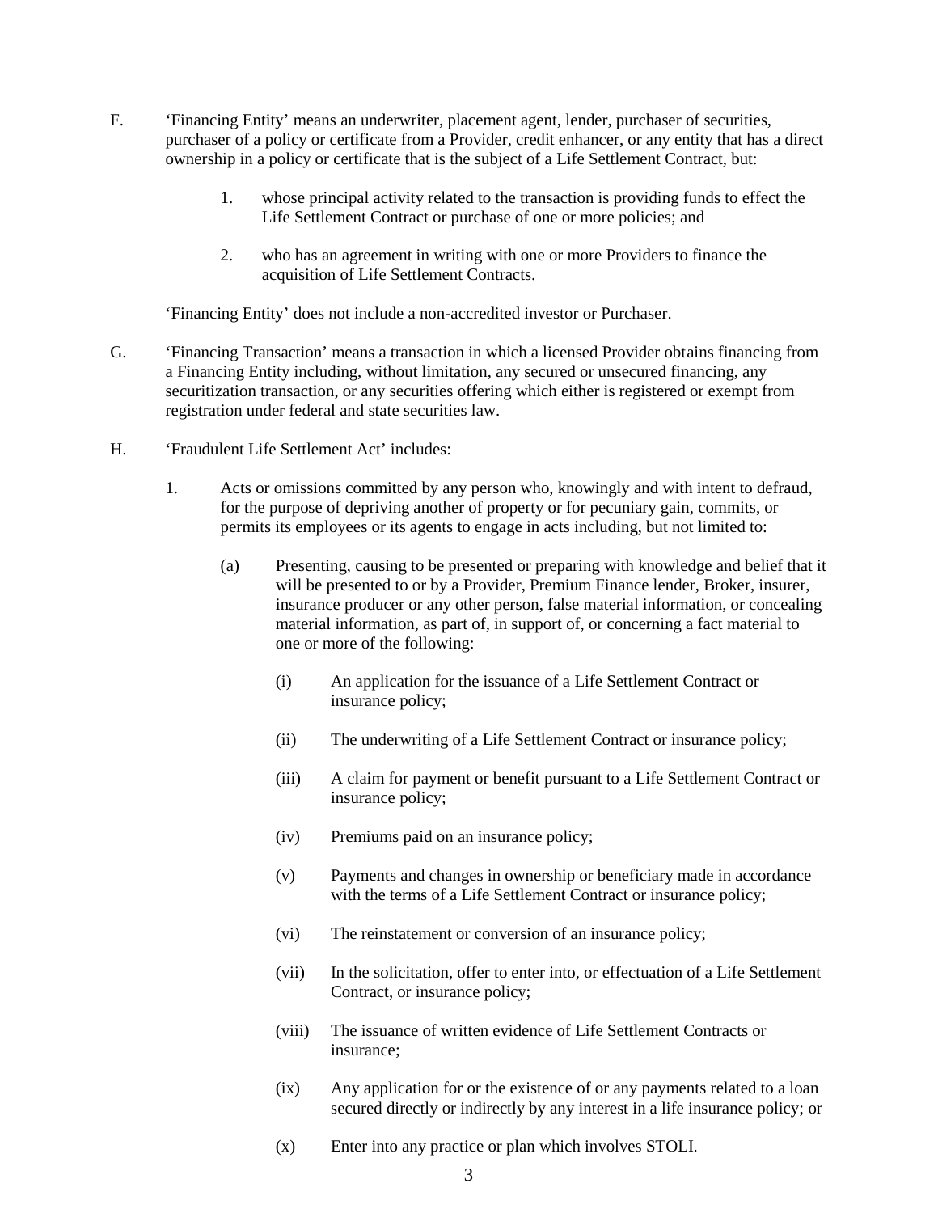F. 'Financing Entity' means an underwriter, placement agent, lender, purchaser of securities, purchaser of a policy or certificate from a Provider, credit enhancer, or any entity that has a direct ownership in a policy or certificate that is the subject of a Life Settlement Contract, but:

   1. whose principal activity related to the transaction is providing funds to effect the Life Settlement Contract or purchase of one or more policies; and

   2. who has an agreement in writing with one or more Providers to finance the acquisition of Life Settlement Contracts.

   'Financing Entity' does not include a non-accredited investor or Purchaser.

G. 'Financing Transaction' means a transaction in which a licensed Provider obtains financing from a Financing Entity including, without limitation, any secured or unsecured financing, any securitization transaction, or any securities offering which either is registered or exempt from registration under federal and state securities law.

H. 'Fraudulent Life Settlement Act' includes:

   1. Acts or omissions committed by any person who, knowingly and with intent to defraud, for the purpose of depriving another of property or for pecuniary gain, commits, or permits its employees or its agents to engage in acts including, but not limited to:

      (a) Presenting, causing to be presented or preparing with knowledge and belief that it will be presented to or by a Provider, Premium Finance lender, Broker, insurer, insurance producer or any other person, false material information, or concealing material information, as part of, in support of, or concerning a fact material to one or more of the following:

         (i) An application for the issuance of a Life Settlement Contract or insurance policy;

         (ii) The underwriting of a Life Settlement Contract or insurance policy;

         (iii) A claim for payment or benefit pursuant to a Life Settlement Contract or insurance policy;

         (iv) Premiums paid on an insurance policy;

         (v) Payments and changes in ownership or beneficiary made in accordance with the terms of a Life Settlement Contract or insurance policy;

         (vi) The reinstatement or conversion of an insurance policy;

         (vii) In the solicitation, offer to enter into, or effectuation of a Life Settlement Contract, or insurance policy;

         (viii) The issuance of written evidence of Life Settlement Contracts or insurance;

         (ix) Any application for or the existence of or any payments related to a loan secured directly or indirectly by any interest in a life insurance policy; or

         (x) Enter into any practice or plan which involves STOLI.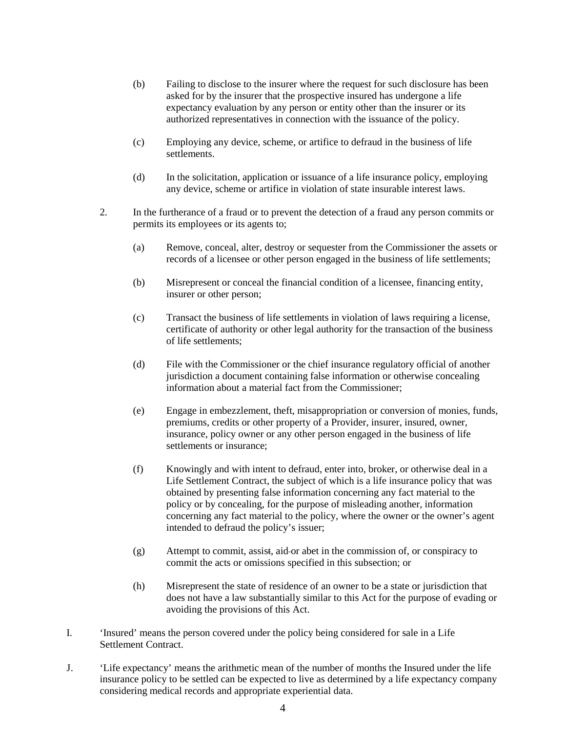(b) Failing to disclose to the insurer where the request for such disclosure has been asked for by the insurer that the prospective insured has undergone a life expectancy evaluation by any person or entity other than the insurer or its authorized representatives in connection with the issuance of the policy.

(c) Employing any device, scheme, or artifice to defraud in the business of life settlements.

(d) In the solicitation, application or issuance of a life insurance policy, employing any device, scheme or artifice in violation of state insurable interest laws.

2. In the furtherance of a fraud or to prevent the detection of a fraud any person commits or permits its employees or its agents to;

(a) Remove, conceal, alter, destroy or sequester from the Commissioner the assets or records of a licensee or other person engaged in the business of life settlements;

(b) Misrepresent or conceal the financial condition of a licensee, financing entity, insurer or other person;

(c) Transact the business of life settlements in violation of laws requiring a license, certificate of authority or other legal authority for the transaction of the business of life settlements;

(d) File with the Commissioner or the chief insurance regulatory official of another jurisdiction a document containing false information or otherwise concealing information about a material fact from the Commissioner;

(e) Engage in embezzlement, theft, misappropriation or conversion of monies, funds, premiums, credits or other property of a Provider, insurer, insured, owner, insurance, policy owner or any other person engaged in the business of life settlements or insurance;

(f) Knowingly and with intent to defraud, enter into, broker, or otherwise deal in a Life Settlement Contract, the subject of which is a life insurance policy that was obtained by presenting false information concerning any fact material to the policy or by concealing, for the purpose of misleading another, information concerning any fact material to the policy, where the owner or the owner's agent intended to defraud the policy's issuer;

(g) Attempt to commit, assist, aid or abet in the commission of, or conspiracy to commit the acts or omissions specified in this subsection; or

(h) Misrepresent the state of residence of an owner to be a state or jurisdiction that does not have a law substantially similar to this Act for the purpose of evading or avoiding the provisions of this Act.

I. 'Insured' means the person covered under the policy being considered for sale in a Life Settlement Contract.

J. 'Life expectancy' means the arithmetic mean of the number of months the Insured under the life insurance policy to be settled can be expected to live as determined by a life expectancy company considering medical records and appropriate experiential data.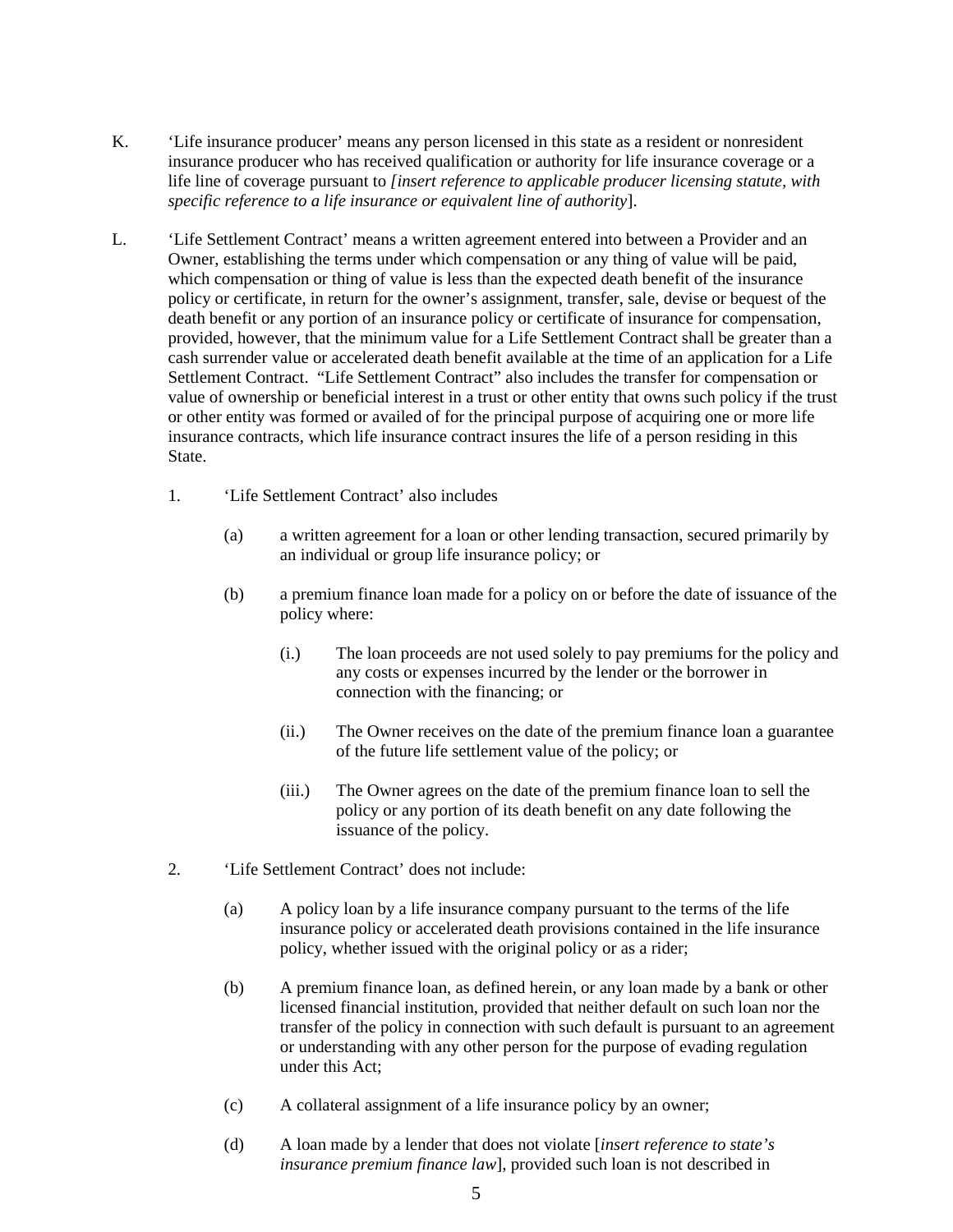K. 'Life insurance producer' means any person licensed in this state as a resident or nonresident insurance producer who has received qualification or authority for life insurance coverage or a life line of coverage pursuant to *[insert reference to applicable producer licensing statute, with specific reference to a life insurance or equivalent line of authority*].

L. 'Life Settlement Contract' means a written agreement entered into between a Provider and an Owner, establishing the terms under which compensation or any thing of value will be paid, which compensation or thing of value is less than the expected death benefit of the insurance policy or certificate, in return for the owner's assignment, transfer, sale, devise or bequest of the death benefit or any portion of an insurance policy or certificate of insurance for compensation, provided, however, that the minimum value for a Life Settlement Contract shall be greater than a cash surrender value or accelerated death benefit available at the time of an application for a Life Settlement Contract. "Life Settlement Contract" also includes the transfer for compensation or value of ownership or beneficial interest in a trust or other entity that owns such policy if the trust or other entity was formed or availed of for the principal purpose of acquiring one or more life insurance contracts, which life insurance contract insures the life of a person residing in this State.

1. 'Life Settlement Contract' also includes

   (a) a written agreement for a loan or other lending transaction, secured primarily by an individual or group life insurance policy; or

   (b) a premium finance loan made for a policy on or before the date of issuance of the policy where:

      (i.) The loan proceeds are not used solely to pay premiums for the policy and any costs or expenses incurred by the lender or the borrower in connection with the financing; or

      (ii.) The Owner receives on the date of the premium finance loan a guarantee of the future life settlement value of the policy; or

      (iii.) The Owner agrees on the date of the premium finance loan to sell the policy or any portion of its death benefit on any date following the issuance of the policy.

2. 'Life Settlement Contract' does not include:

   (a) A policy loan by a life insurance company pursuant to the terms of the life insurance policy or accelerated death provisions contained in the life insurance policy, whether issued with the original policy or as a rider;

   (b) A premium finance loan, as defined herein, or any loan made by a bank or other licensed financial institution, provided that neither default on such loan nor the transfer of the policy in connection with such default is pursuant to an agreement or understanding with any other person for the purpose of evading regulation under this Act;

   (c) A collateral assignment of a life insurance policy by an owner;

   (d) A loan made by a lender that does not violate [*insert reference to state's insurance premium finance law*], provided such loan is not described in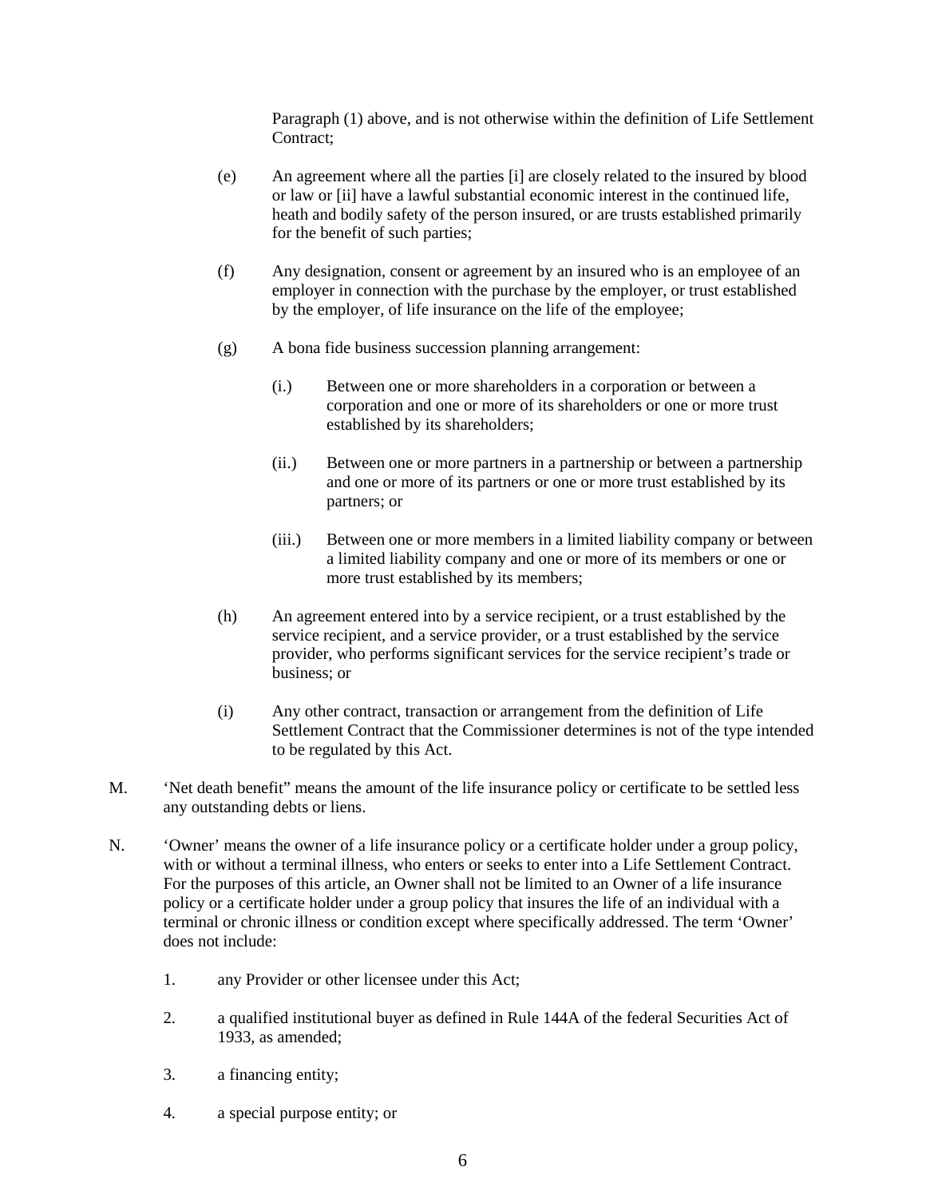Paragraph (1) above, and is not otherwise within the definition of Life Settlement Contract;

(e) An agreement where all the parties [i] are closely related to the insured by blood or law or [ii] have a lawful substantial economic interest in the continued life, heath and bodily safety of the person insured, or are trusts established primarily for the benefit of such parties;

(f) Any designation, consent or agreement by an insured who is an employee of an employer in connection with the purchase by the employer, or trust established by the employer, of life insurance on the life of the employee;

(g) A bona fide business succession planning arrangement:

(i.) Between one or more shareholders in a corporation or between a corporation and one or more of its shareholders or one or more trust established by its shareholders;

(ii.) Between one or more partners in a partnership or between a partnership and one or more of its partners or one or more trust established by its partners; or

(iii.) Between one or more members in a limited liability company or between a limited liability company and one or more of its members or one or more trust established by its members;

(h) An agreement entered into by a service recipient, or a trust established by the service recipient, and a service provider, or a trust established by the service provider, who performs significant services for the service recipient's trade or business; or

(i) Any other contract, transaction or arrangement from the definition of Life Settlement Contract that the Commissioner determines is not of the type intended to be regulated by this Act.

M. 'Net death benefit" means the amount of the life insurance policy or certificate to be settled less any outstanding debts or liens.

N. 'Owner' means the owner of a life insurance policy or a certificate holder under a group policy, with or without a terminal illness, who enters or seeks to enter into a Life Settlement Contract. For the purposes of this article, an Owner shall not be limited to an Owner of a life insurance policy or a certificate holder under a group policy that insures the life of an individual with a terminal or chronic illness or condition except where specifically addressed. The term 'Owner' does not include:

1. any Provider or other licensee under this Act;

2. a qualified institutional buyer as defined in Rule 144A of the federal Securities Act of 1933, as amended;

3. a financing entity;

4. a special purpose entity; or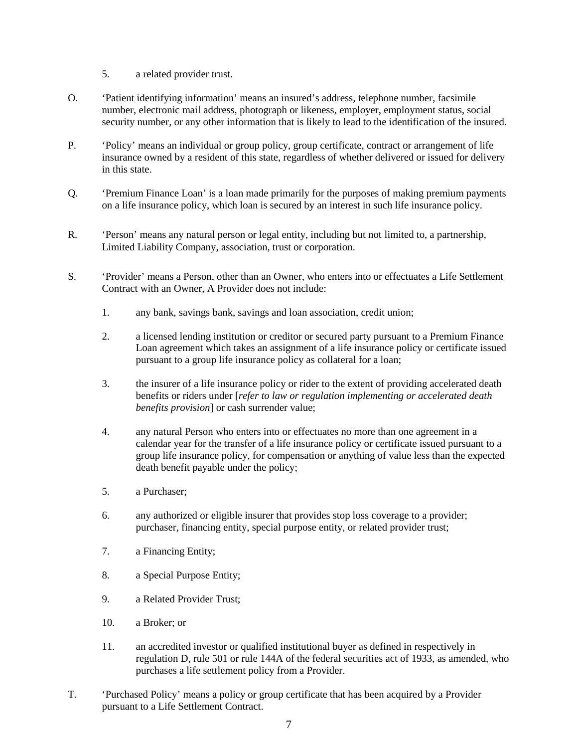5. a related provider trust.

O. 'Patient identifying information' means an insured's address, telephone number, facsimile number, electronic mail address, photograph or likeness, employer, employment status, social security number, or any other information that is likely to lead to the identification of the insured.

P. 'Policy' means an individual or group policy, group certificate, contract or arrangement of life insurance owned by a resident of this state, regardless of whether delivered or issued for delivery in this state.

Q. 'Premium Finance Loan' is a loan made primarily for the purposes of making premium payments on a life insurance policy, which loan is secured by an interest in such life insurance policy.

R. 'Person' means any natural person or legal entity, including but not limited to, a partnership, Limited Liability Company, association, trust or corporation.

S. 'Provider' means a Person, other than an Owner, who enters into or effectuates a Life Settlement Contract with an Owner, A Provider does not include:

1. any bank, savings bank, savings and loan association, credit union;

2. a licensed lending institution or creditor or secured party pursuant to a Premium Finance Loan agreement which takes an assignment of a life insurance policy or certificate issued pursuant to a group life insurance policy as collateral for a loan;

3. the insurer of a life insurance policy or rider to the extent of providing accelerated death benefits or riders under [*refer to law or regulation implementing or accelerated death benefits provision*] or cash surrender value;

4. any natural Person who enters into or effectuates no more than one agreement in a calendar year for the transfer of a life insurance policy or certificate issued pursuant to a group life insurance policy, for compensation or anything of value less than the expected death benefit payable under the policy;

5. a Purchaser;

6. any authorized or eligible insurer that provides stop loss coverage to a provider; purchaser, financing entity, special purpose entity, or related provider trust;

7. a Financing Entity;

8. a Special Purpose Entity;

9. a Related Provider Trust;

10. a Broker; or

11. an accredited investor or qualified institutional buyer as defined in respectively in regulation D, rule 501 or rule 144A of the federal securities act of 1933, as amended, who purchases a life settlement policy from a Provider.

T. 'Purchased Policy' means a policy or group certificate that has been acquired by a Provider pursuant to a Life Settlement Contract.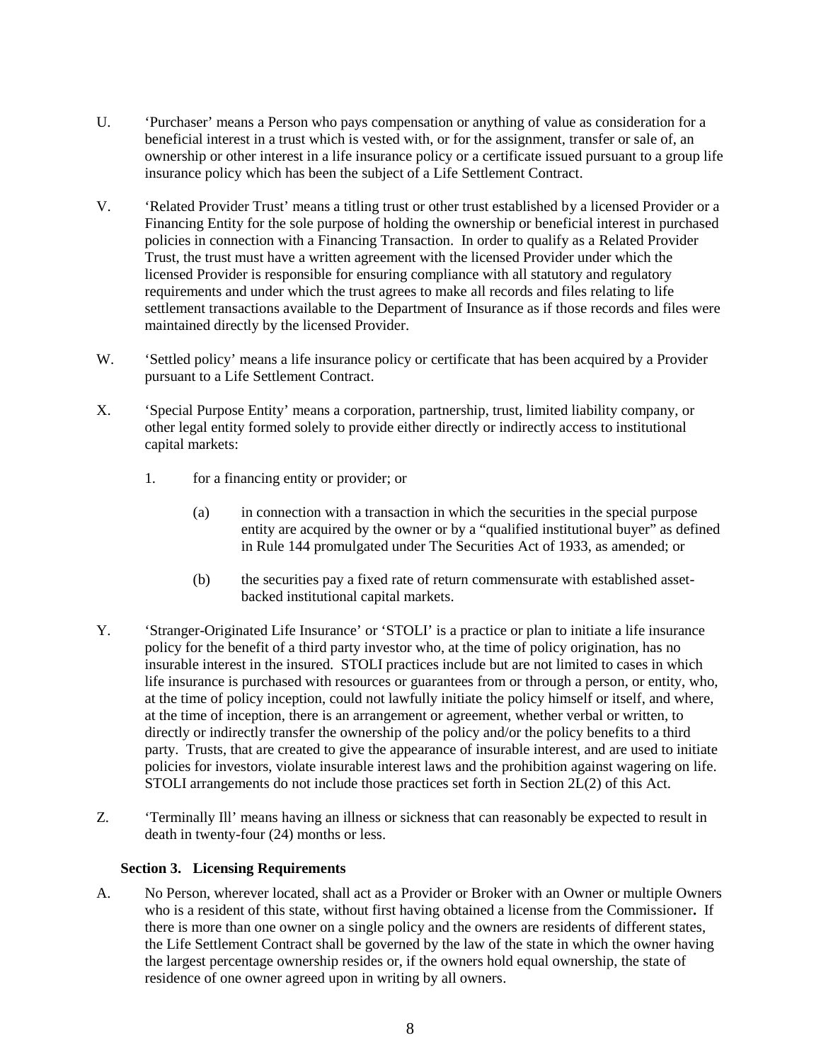U. ‘Purchaser’ means a Person who pays compensation or anything of value as consideration for a beneficial interest in a trust which is vested with, or for the assignment, transfer or sale of, an ownership or other interest in a life insurance policy or a certificate issued pursuant to a group life insurance policy which has been the subject of a Life Settlement Contract.

V. ‘Related Provider Trust’ means a titling trust or other trust established by a licensed Provider or a Financing Entity for the sole purpose of holding the ownership or beneficial interest in purchased policies in connection with a Financing Transaction. In order to qualify as a Related Provider Trust, the trust must have a written agreement with the licensed Provider under which the licensed Provider is responsible for ensuring compliance with all statutory and regulatory requirements and under which the trust agrees to make all records and files relating to life settlement transactions available to the Department of Insurance as if those records and files were maintained directly by the licensed Provider.

W. ‘Settled policy’ means a life insurance policy or certificate that has been acquired by a Provider pursuant to a Life Settlement Contract.

X. ‘Special Purpose Entity’ means a corporation, partnership, trust, limited liability company, or other legal entity formed solely to provide either directly or indirectly access to institutional capital markets:

   1. for a financing entity or provider; or

      (a) in connection with a transaction in which the securities in the special purpose entity are acquired by the owner or by a “qualified institutional buyer” as defined in Rule 144 promulgated under The Securities Act of 1933, as amended; or

      (b) the securities pay a fixed rate of return commensurate with established asset-backed institutional capital markets.

Y. ‘Stranger-Originated Life Insurance’ or ‘STOLI’ is a practice or plan to initiate a life insurance policy for the benefit of a third party investor who, at the time of policy origination, has no insurable interest in the insured. STOLI practices include but are not limited to cases in which life insurance is purchased with resources or guarantees from or through a person, or entity, who, at the time of policy inception, could not lawfully initiate the policy himself or itself, and where, at the time of inception, there is an arrangement or agreement, whether verbal or written, to directly or indirectly transfer the ownership of the policy and/or the policy benefits to a third party. Trusts, that are created to give the appearance of insurable interest, and are used to initiate policies for investors, violate insurable interest laws and the prohibition against wagering on life. STOLI arrangements do not include those practices set forth in Section 2L(2) of this Act.

Z. ‘Terminally Ill’ means having an illness or sickness that can reasonably be expected to result in death in twenty-four (24) months or less.

**Section 3. Licensing Requirements**

A. No Person, wherever located, shall act as a Provider or Broker with an Owner or multiple Owners who is a resident of this state, without first having obtained a license from the Commissioner**.** If there is more than one owner on a single policy and the owners are residents of different states, the Life Settlement Contract shall be governed by the law of the state in which the owner having the largest percentage ownership resides or, if the owners hold equal ownership, the state of residence of one owner agreed upon in writing by all owners.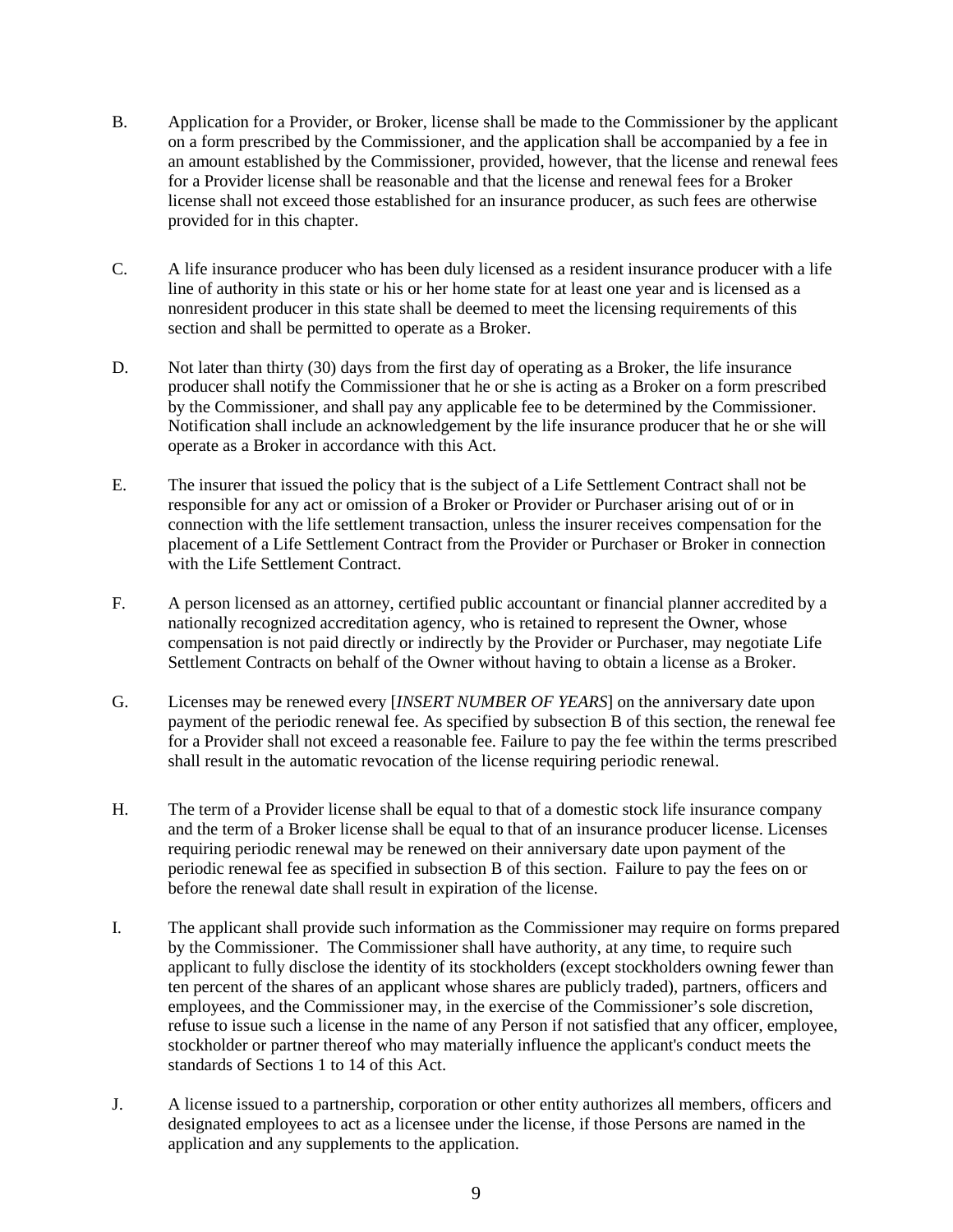B. Application for a Provider, or Broker, license shall be made to the Commissioner by the applicant on a form prescribed by the Commissioner, and the application shall be accompanied by a fee in an amount established by the Commissioner, provided, however, that the license and renewal fees for a Provider license shall be reasonable and that the license and renewal fees for a Broker license shall not exceed those established for an insurance producer, as such fees are otherwise provided for in this chapter.

C. A life insurance producer who has been duly licensed as a resident insurance producer with a life line of authority in this state or his or her home state for at least one year and is licensed as a nonresident producer in this state shall be deemed to meet the licensing requirements of this section and shall be permitted to operate as a Broker.

D. Not later than thirty (30) days from the first day of operating as a Broker, the life insurance producer shall notify the Commissioner that he or she is acting as a Broker on a form prescribed by the Commissioner, and shall pay any applicable fee to be determined by the Commissioner. Notification shall include an acknowledgement by the life insurance producer that he or she will operate as a Broker in accordance with this Act.

E. The insurer that issued the policy that is the subject of a Life Settlement Contract shall not be responsible for any act or omission of a Broker or Provider or Purchaser arising out of or in connection with the life settlement transaction, unless the insurer receives compensation for the placement of a Life Settlement Contract from the Provider or Purchaser or Broker in connection with the Life Settlement Contract.

F. A person licensed as an attorney, certified public accountant or financial planner accredited by a nationally recognized accreditation agency, who is retained to represent the Owner, whose compensation is not paid directly or indirectly by the Provider or Purchaser, may negotiate Life Settlement Contracts on behalf of the Owner without having to obtain a license as a Broker.

G. Licenses may be renewed every [*INSERT NUMBER OF YEARS*] on the anniversary date upon payment of the periodic renewal fee. As specified by subsection B of this section, the renewal fee for a Provider shall not exceed a reasonable fee. Failure to pay the fee within the terms prescribed shall result in the automatic revocation of the license requiring periodic renewal.

H. The term of a Provider license shall be equal to that of a domestic stock life insurance company and the term of a Broker license shall be equal to that of an insurance producer license. Licenses requiring periodic renewal may be renewed on their anniversary date upon payment of the periodic renewal fee as specified in subsection B of this section. Failure to pay the fees on or before the renewal date shall result in expiration of the license.

I. The applicant shall provide such information as the Commissioner may require on forms prepared by the Commissioner. The Commissioner shall have authority, at any time, to require such applicant to fully disclose the identity of its stockholders (except stockholders owning fewer than ten percent of the shares of an applicant whose shares are publicly traded), partners, officers and employees, and the Commissioner may, in the exercise of the Commissioner's sole discretion, refuse to issue such a license in the name of any Person if not satisfied that any officer, employee, stockholder or partner thereof who may materially influence the applicant's conduct meets the standards of Sections 1 to 14 of this Act.

J. A license issued to a partnership, corporation or other entity authorizes all members, officers and designated employees to act as a licensee under the license, if those Persons are named in the application and any supplements to the application.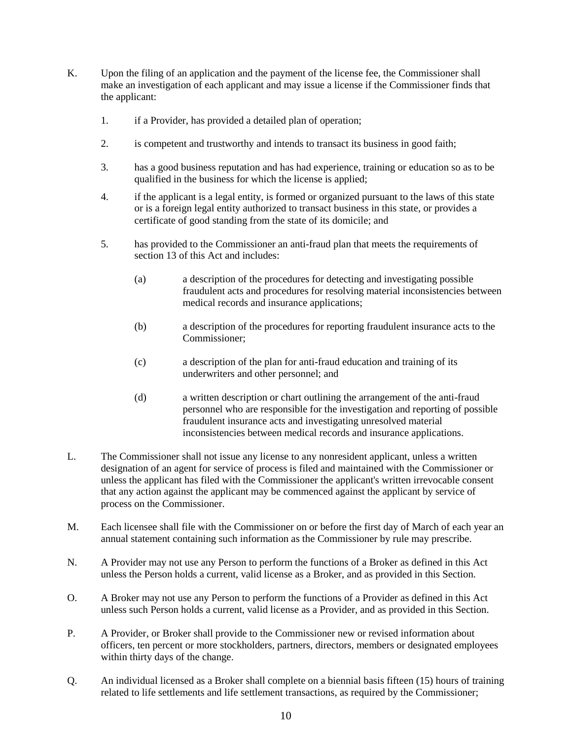K. Upon the filing of an application and the payment of the license fee, the Commissioner shall make an investigation of each applicant and may issue a license if the Commissioner finds that the applicant:

1. if a Provider, has provided a detailed plan of operation;

2. is competent and trustworthy and intends to transact its business in good faith;

3. has a good business reputation and has had experience, training or education so as to be qualified in the business for which the license is applied;

4. if the applicant is a legal entity, is formed or organized pursuant to the laws of this state or is a foreign legal entity authorized to transact business in this state, or provides a certificate of good standing from the state of its domicile; and

5. has provided to the Commissioner an anti-fraud plan that meets the requirements of section 13 of this Act and includes:

   (a) a description of the procedures for detecting and investigating possible fraudulent acts and procedures for resolving material inconsistencies between medical records and insurance applications;

   (b) a description of the procedures for reporting fraudulent insurance acts to the Commissioner;

   (c) a description of the plan for anti-fraud education and training of its underwriters and other personnel; and

   (d) a written description or chart outlining the arrangement of the anti-fraud personnel who are responsible for the investigation and reporting of possible fraudulent insurance acts and investigating unresolved material inconsistencies between medical records and insurance applications.

L. The Commissioner shall not issue any license to any nonresident applicant, unless a written designation of an agent for service of process is filed and maintained with the Commissioner or unless the applicant has filed with the Commissioner the applicant's written irrevocable consent that any action against the applicant may be commenced against the applicant by service of process on the Commissioner.

M. Each licensee shall file with the Commissioner on or before the first day of March of each year an annual statement containing such information as the Commissioner by rule may prescribe.

N. A Provider may not use any Person to perform the functions of a Broker as defined in this Act unless the Person holds a current, valid license as a Broker, and as provided in this Section.

O. A Broker may not use any Person to perform the functions of a Provider as defined in this Act unless such Person holds a current, valid license as a Provider, and as provided in this Section.

P. A Provider, or Broker shall provide to the Commissioner new or revised information about officers, ten percent or more stockholders, partners, directors, members or designated employees within thirty days of the change.

Q. An individual licensed as a Broker shall complete on a biennial basis fifteen (15) hours of training related to life settlements and life settlement transactions, as required by the Commissioner;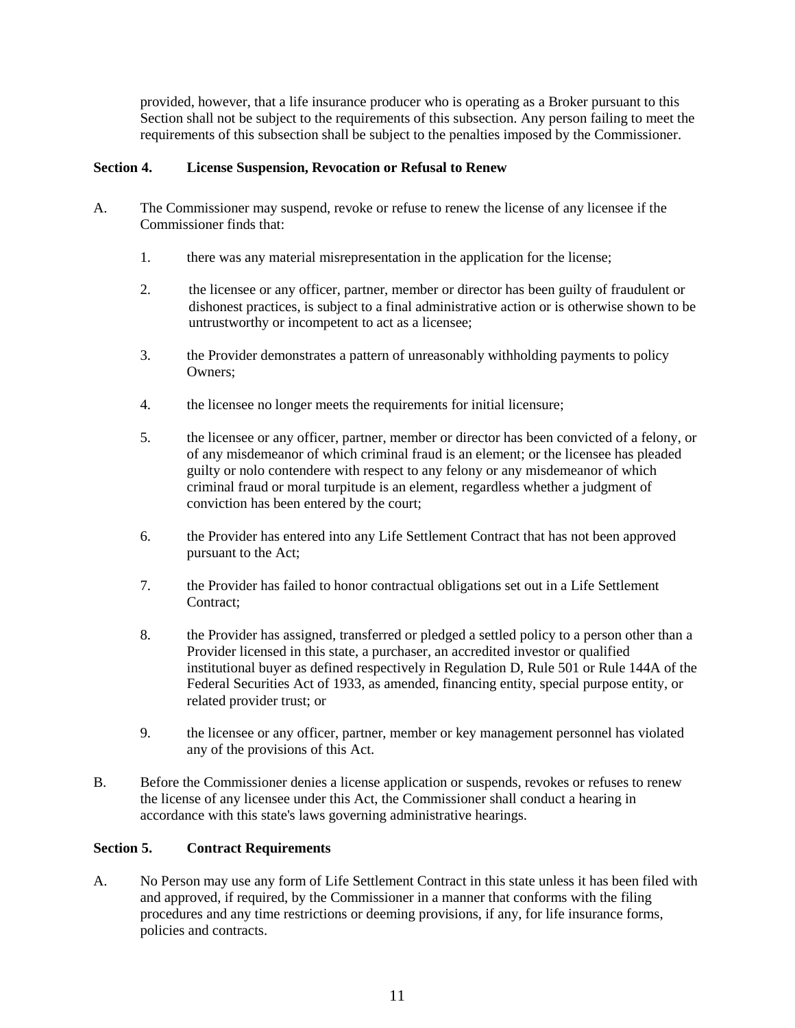provided, however, that a life insurance producer who is operating as a Broker pursuant to this Section shall not be subject to the requirements of this subsection. Any person failing to meet the requirements of this subsection shall be subject to the penalties imposed by the Commissioner.

**Section 4. License Suspension, Revocation or Refusal to Renew**

A. The Commissioner may suspend, revoke or refuse to renew the license of any licensee if the Commissioner finds that:

1. there was any material misrepresentation in the application for the license;

2. the licensee or any officer, partner, member or director has been guilty of fraudulent or dishonest practices, is subject to a final administrative action or is otherwise shown to be untrustworthy or incompetent to act as a licensee;

3. the Provider demonstrates a pattern of unreasonably withholding payments to policy Owners;

4. the licensee no longer meets the requirements for initial licensure;

5. the licensee or any officer, partner, member or director has been convicted of a felony, or of any misdemeanor of which criminal fraud is an element; or the licensee has pleaded guilty or nolo contendere with respect to any felony or any misdemeanor of which criminal fraud or moral turpitude is an element, regardless whether a judgment of conviction has been entered by the court;

6. the Provider has entered into any Life Settlement Contract that has not been approved pursuant to the Act;

7. the Provider has failed to honor contractual obligations set out in a Life Settlement Contract;

8. the Provider has assigned, transferred or pledged a settled policy to a person other than a Provider licensed in this state, a purchaser, an accredited investor or qualified institutional buyer as defined respectively in Regulation D, Rule 501 or Rule 144A of the Federal Securities Act of 1933, as amended, financing entity, special purpose entity, or related provider trust; or

9. the licensee or any officer, partner, member or key management personnel has violated any of the provisions of this Act.

B. Before the Commissioner denies a license application or suspends, revokes or refuses to renew the license of any licensee under this Act, the Commissioner shall conduct a hearing in accordance with this state's laws governing administrative hearings.

**Section 5. Contract Requirements**

A. No Person may use any form of Life Settlement Contract in this state unless it has been filed with and approved, if required, by the Commissioner in a manner that conforms with the filing procedures and any time restrictions or deeming provisions, if any, for life insurance forms, policies and contracts.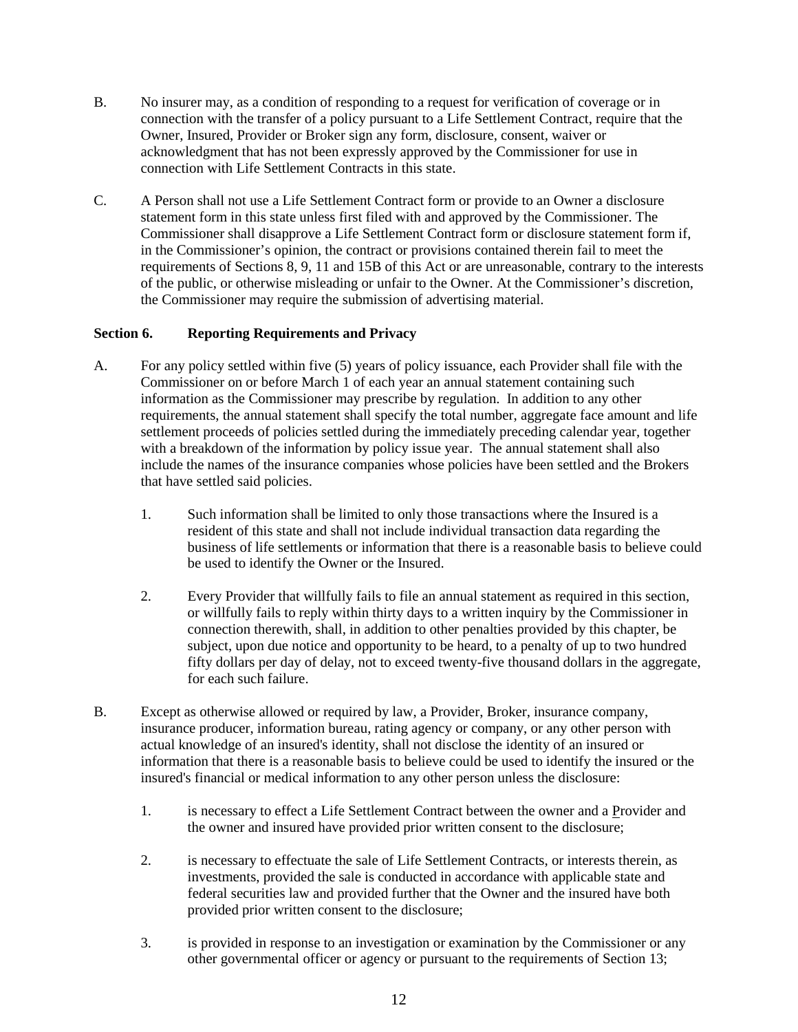B. No insurer may, as a condition of responding to a request for verification of coverage or in connection with the transfer of a policy pursuant to a Life Settlement Contract, require that the Owner, Insured, Provider or Broker sign any form, disclosure, consent, waiver or acknowledgment that has not been expressly approved by the Commissioner for use in connection with Life Settlement Contracts in this state.

C. A Person shall not use a Life Settlement Contract form or provide to an Owner a disclosure statement form in this state unless first filed with and approved by the Commissioner. The Commissioner shall disapprove a Life Settlement Contract form or disclosure statement form if, in the Commissioner's opinion, the contract or provisions contained therein fail to meet the requirements of Sections 8, 9, 11 and 15B of this Act or are unreasonable, contrary to the interests of the public, or otherwise misleading or unfair to the Owner. At the Commissioner's discretion, the Commissioner may require the submission of advertising material.

**Section 6. Reporting Requirements and Privacy**

A. For any policy settled within five (5) years of policy issuance, each Provider shall file with the Commissioner on or before March 1 of each year an annual statement containing such information as the Commissioner may prescribe by regulation. In addition to any other requirements, the annual statement shall specify the total number, aggregate face amount and life settlement proceeds of policies settled during the immediately preceding calendar year, together with a breakdown of the information by policy issue year. The annual statement shall also include the names of the insurance companies whose policies have been settled and the Brokers that have settled said policies.

   1. Such information shall be limited to only those transactions where the Insured is a resident of this state and shall not include individual transaction data regarding the business of life settlements or information that there is a reasonable basis to believe could be used to identify the Owner or the Insured.

   2. Every Provider that willfully fails to file an annual statement as required in this section, or willfully fails to reply within thirty days to a written inquiry by the Commissioner in connection therewith, shall, in addition to other penalties provided by this chapter, be subject, upon due notice and opportunity to be heard, to a penalty of up to two hundred fifty dollars per day of delay, not to exceed twenty-five thousand dollars in the aggregate, for each such failure.

B. Except as otherwise allowed or required by law, a Provider, Broker, insurance company, insurance producer, information bureau, rating agency or company, or any other person with actual knowledge of an insured's identity, shall not disclose the identity of an insured or information that there is a reasonable basis to believe could be used to identify the insured or the insured's financial or medical information to any other person unless the disclosure:

   1. is necessary to effect a Life Settlement Contract between the owner and a Provider and the owner and insured have provided prior written consent to the disclosure;

   2. is necessary to effectuate the sale of Life Settlement Contracts, or interests therein, as investments, provided the sale is conducted in accordance with applicable state and federal securities law and provided further that the Owner and the insured have both provided prior written consent to the disclosure;

   3. is provided in response to an investigation or examination by the Commissioner or any other governmental officer or agency or pursuant to the requirements of Section 13;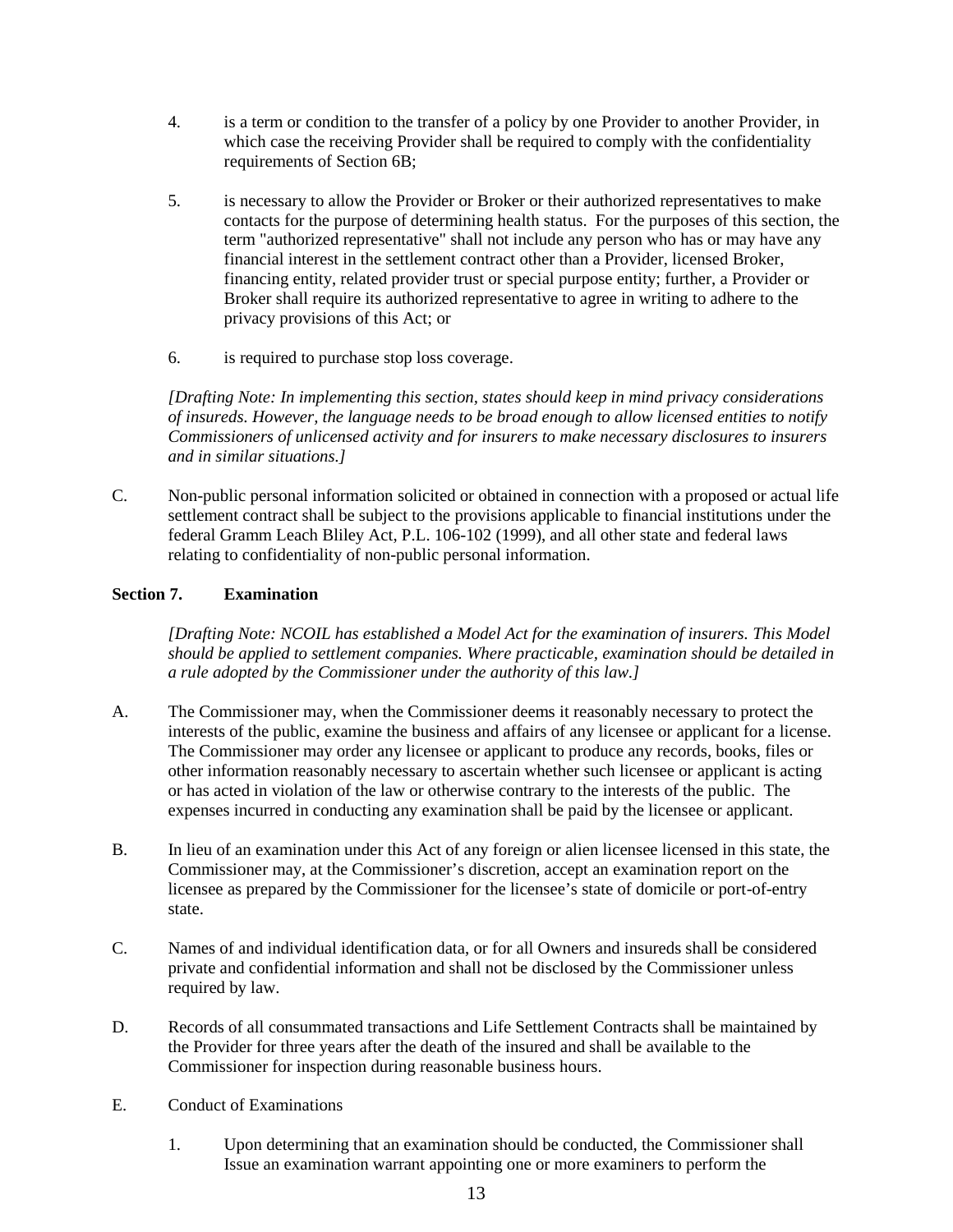4. is a term or condition to the transfer of a policy by one Provider to another Provider, in which case the receiving Provider shall be required to comply with the confidentiality requirements of Section 6B;

5. is necessary to allow the Provider or Broker or their authorized representatives to make contacts for the purpose of determining health status. For the purposes of this section, the term "authorized representative" shall not include any person who has or may have any financial interest in the settlement contract other than a Provider, licensed Broker, financing entity, related provider trust or special purpose entity; further, a Provider or Broker shall require its authorized representative to agree in writing to adhere to the privacy provisions of this Act; or

6. is required to purchase stop loss coverage.

*[Drafting Note: In implementing this section, states should keep in mind privacy considerations of insureds. However, the language needs to be broad enough to allow licensed entities to notify Commissioners of unlicensed activity and for insurers to make necessary disclosures to insurers and in similar situations.]*

C. Non-public personal information solicited or obtained in connection with a proposed or actual life settlement contract shall be subject to the provisions applicable to financial institutions under the federal Gramm Leach Bliley Act, P.L. 106-102 (1999), and all other state and federal laws relating to confidentiality of non-public personal information.

**Section 7. Examination**

*[Drafting Note: NCOIL has established a Model Act for the examination of insurers. This Model should be applied to settlement companies. Where practicable, examination should be detailed in a rule adopted by the Commissioner under the authority of this law.]*

A. The Commissioner may, when the Commissioner deems it reasonably necessary to protect the interests of the public, examine the business and affairs of any licensee or applicant for a license. The Commissioner may order any licensee or applicant to produce any records, books, files or other information reasonably necessary to ascertain whether such licensee or applicant is acting or has acted in violation of the law or otherwise contrary to the interests of the public. The expenses incurred in conducting any examination shall be paid by the licensee or applicant.

B. In lieu of an examination under this Act of any foreign or alien licensee licensed in this state, the Commissioner may, at the Commissioner's discretion, accept an examination report on the licensee as prepared by the Commissioner for the licensee's state of domicile or port-of-entry state.

C. Names of and individual identification data, or for all Owners and insureds shall be considered private and confidential information and shall not be disclosed by the Commissioner unless required by law.

D. Records of all consummated transactions and Life Settlement Contracts shall be maintained by the Provider for three years after the death of the insured and shall be available to the Commissioner for inspection during reasonable business hours.

E. Conduct of Examinations

1. Upon determining that an examination should be conducted, the Commissioner shall Issue an examination warrant appointing one or more examiners to perform the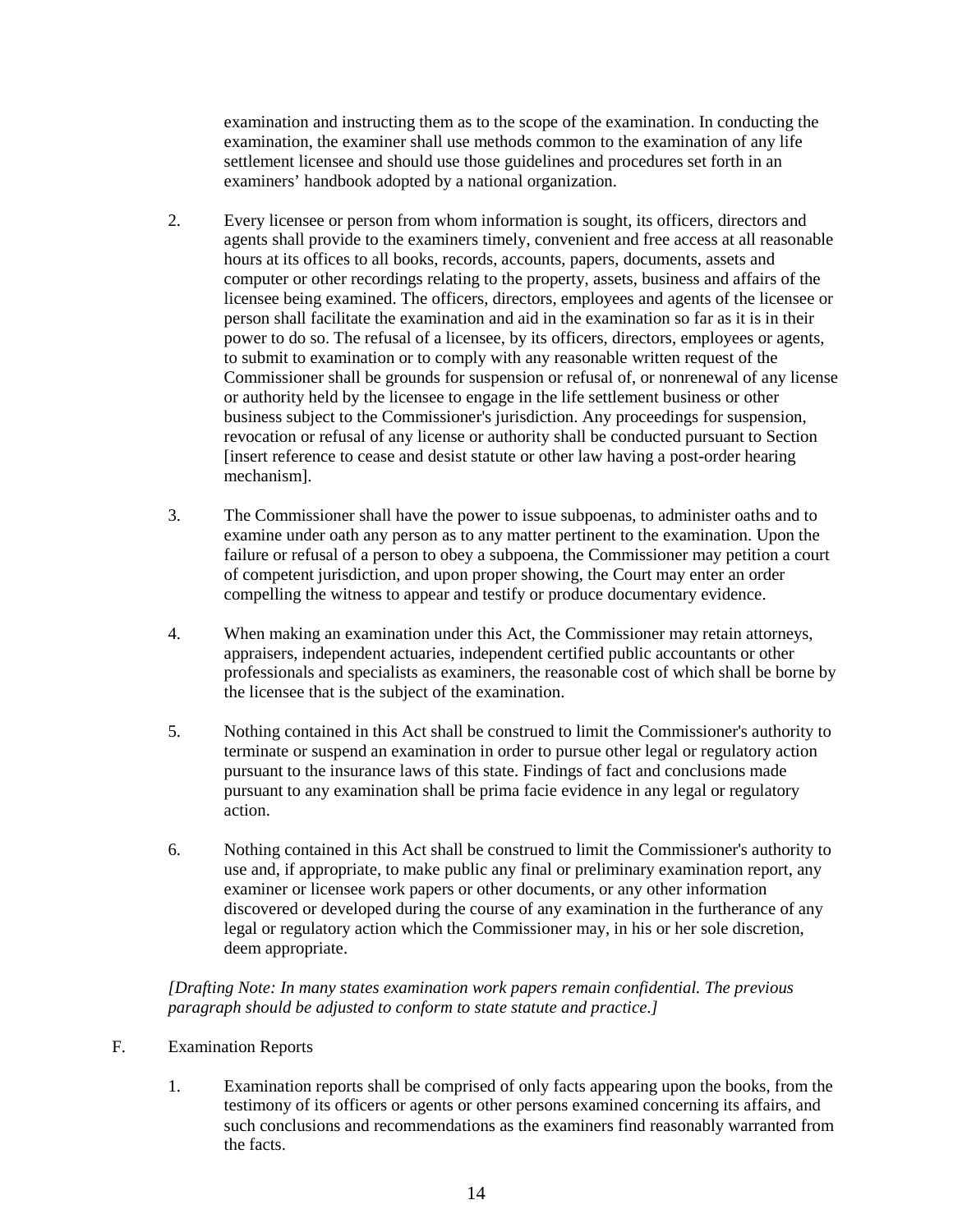examination and instructing them as to the scope of the examination. In conducting the examination, the examiner shall use methods common to the examination of any life settlement licensee and should use those guidelines and procedures set forth in an examiners' handbook adopted by a national organization.

2. Every licensee or person from whom information is sought, its officers, directors and agents shall provide to the examiners timely, convenient and free access at all reasonable hours at its offices to all books, records, accounts, papers, documents, assets and computer or other recordings relating to the property, assets, business and affairs of the licensee being examined. The officers, directors, employees and agents of the licensee or person shall facilitate the examination and aid in the examination so far as it is in their power to do so. The refusal of a licensee, by its officers, directors, employees or agents, to submit to examination or to comply with any reasonable written request of the Commissioner shall be grounds for suspension or refusal of, or nonrenewal of any license or authority held by the licensee to engage in the life settlement business or other business subject to the Commissioner's jurisdiction. Any proceedings for suspension, revocation or refusal of any license or authority shall be conducted pursuant to Section [insert reference to cease and desist statute or other law having a post-order hearing mechanism].

3. The Commissioner shall have the power to issue subpoenas, to administer oaths and to examine under oath any person as to any matter pertinent to the examination. Upon the failure or refusal of a person to obey a subpoena, the Commissioner may petition a court of competent jurisdiction, and upon proper showing, the Court may enter an order compelling the witness to appear and testify or produce documentary evidence.

4. When making an examination under this Act, the Commissioner may retain attorneys, appraisers, independent actuaries, independent certified public accountants or other professionals and specialists as examiners, the reasonable cost of which shall be borne by the licensee that is the subject of the examination.

5. Nothing contained in this Act shall be construed to limit the Commissioner's authority to terminate or suspend an examination in order to pursue other legal or regulatory action pursuant to the insurance laws of this state. Findings of fact and conclusions made pursuant to any examination shall be prima facie evidence in any legal or regulatory action.

6. Nothing contained in this Act shall be construed to limit the Commissioner's authority to use and, if appropriate, to make public any final or preliminary examination report, any examiner or licensee work papers or other documents, or any other information discovered or developed during the course of any examination in the furtherance of any legal or regulatory action which the Commissioner may, in his or her sole discretion, deem appropriate.

*[Drafting Note: In many states examination work papers remain confidential. The previous paragraph should be adjusted to conform to state statute and practice.]*

F. Examination Reports

1. Examination reports shall be comprised of only facts appearing upon the books, from the testimony of its officers or agents or other persons examined concerning its affairs, and such conclusions and recommendations as the examiners find reasonably warranted from the facts.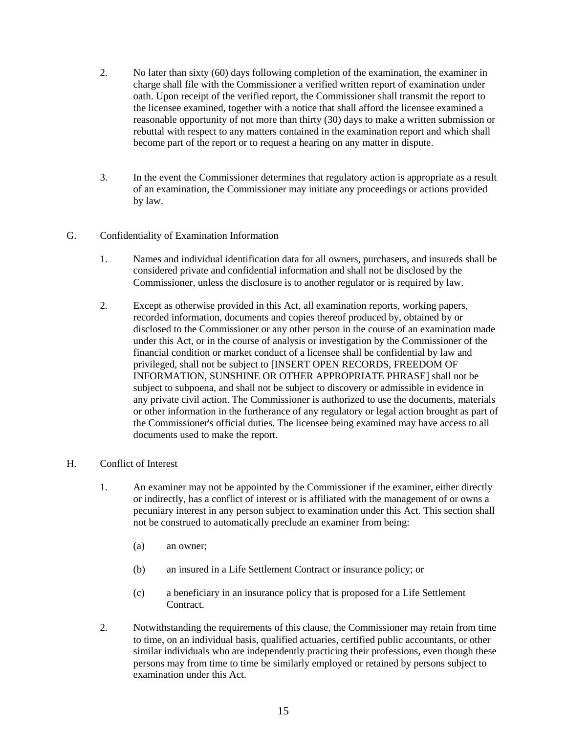2. No later than sixty (60) days following completion of the examination, the examiner in charge shall file with the Commissioner a verified written report of examination under oath. Upon receipt of the verified report, the Commissioner shall transmit the report to the licensee examined, together with a notice that shall afford the licensee examined a reasonable opportunity of not more than thirty (30) days to make a written submission or rebuttal with respect to any matters contained in the examination report and which shall become part of the report or to request a hearing on any matter in dispute.

3. In the event the Commissioner determines that regulatory action is appropriate as a result of an examination, the Commissioner may initiate any proceedings or actions provided by law.

G. Confidentiality of Examination Information

1. Names and individual identification data for all owners, purchasers, and insureds shall be considered private and confidential information and shall not be disclosed by the Commissioner, unless the disclosure is to another regulator or is required by law.

2. Except as otherwise provided in this Act, all examination reports, working papers, recorded information, documents and copies thereof produced by, obtained by or disclosed to the Commissioner or any other person in the course of an examination made under this Act, or in the course of analysis or investigation by the Commissioner of the financial condition or market conduct of a licensee shall be confidential by law and privileged, shall not be subject to [INSERT OPEN RECORDS, FREEDOM OF INFORMATION, SUNSHINE OR OTHER APPROPRIATE PHRASE] shall not be subject to subpoena, and shall not be subject to discovery or admissible in evidence in any private civil action. The Commissioner is authorized to use the documents, materials or other information in the furtherance of any regulatory or legal action brought as part of the Commissioner's official duties. The licensee being examined may have access to all documents used to make the report.

H. Conflict of Interest

1. An examiner may not be appointed by the Commissioner if the examiner, either directly or indirectly, has a conflict of interest or is affiliated with the management of or owns a pecuniary interest in any person subject to examination under this Act. This section shall not be construed to automatically preclude an examiner from being:

   (a) an owner;

   (b) an insured in a Life Settlement Contract or insurance policy; or

   (c) a beneficiary in an insurance policy that is proposed for a Life Settlement Contract.

2. Notwithstanding the requirements of this clause, the Commissioner may retain from time to time, on an individual basis, qualified actuaries, certified public accountants, or other similar individuals who are independently practicing their professions, even though these persons may from time to time be similarly employed or retained by persons subject to examination under this Act.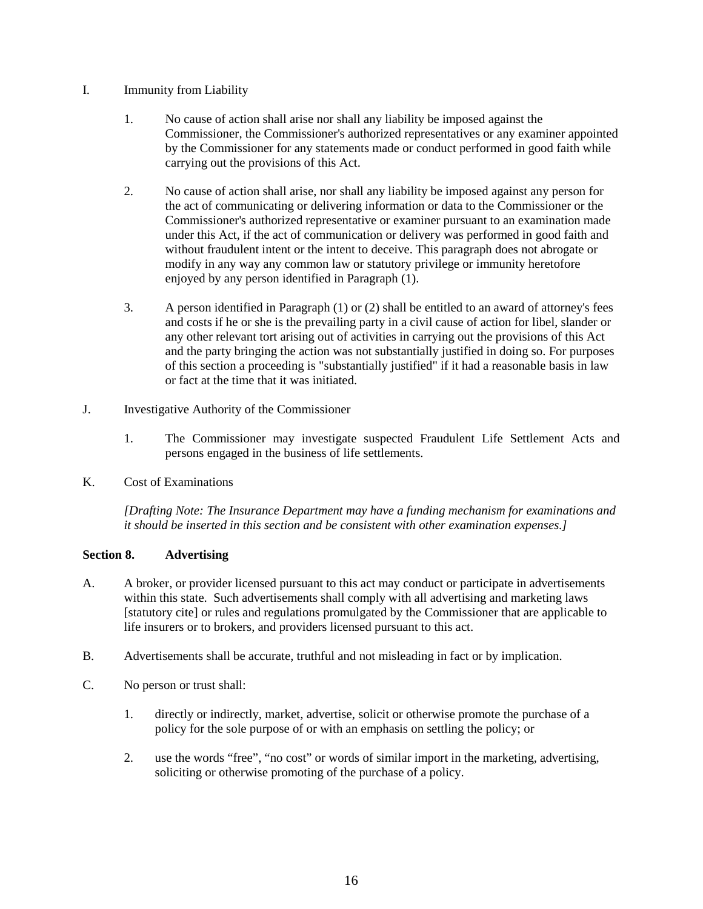I. Immunity from Liability

   1. No cause of action shall arise nor shall any liability be imposed against the Commissioner, the Commissioner's authorized representatives or any examiner appointed by the Commissioner for any statements made or conduct performed in good faith while carrying out the provisions of this Act.

   2. No cause of action shall arise, nor shall any liability be imposed against any person for the act of communicating or delivering information or data to the Commissioner or the Commissioner's authorized representative or examiner pursuant to an examination made under this Act, if the act of communication or delivery was performed in good faith and without fraudulent intent or the intent to deceive. This paragraph does not abrogate or modify in any way any common law or statutory privilege or immunity heretofore enjoyed by any person identified in Paragraph (1).

   3. A person identified in Paragraph (1) or (2) shall be entitled to an award of attorney's fees and costs if he or she is the prevailing party in a civil cause of action for libel, slander or any other relevant tort arising out of activities in carrying out the provisions of this Act and the party bringing the action was not substantially justified in doing so. For purposes of this section a proceeding is "substantially justified" if it had a reasonable basis in law or fact at the time that it was initiated.

J. Investigative Authority of the Commissioner

   1. The Commissioner may investigate suspected Fraudulent Life Settlement Acts and persons engaged in the business of life settlements.

K. Cost of Examinations

   *[Drafting Note: The Insurance Department may have a funding mechanism for examinations and it should be inserted in this section and be consistent with other examination expenses.]*

**Section 8. Advertising**

A. A broker, or provider licensed pursuant to this act may conduct or participate in advertisements within this state. Such advertisements shall comply with all advertising and marketing laws [statutory cite] or rules and regulations promulgated by the Commissioner that are applicable to life insurers or to brokers, and providers licensed pursuant to this act.

B. Advertisements shall be accurate, truthful and not misleading in fact or by implication.

C. No person or trust shall:

   1. directly or indirectly, market, advertise, solicit or otherwise promote the purchase of a policy for the sole purpose of or with an emphasis on settling the policy; or

   2. use the words "free", "no cost" or words of similar import in the marketing, advertising, soliciting or otherwise promoting of the purchase of a policy.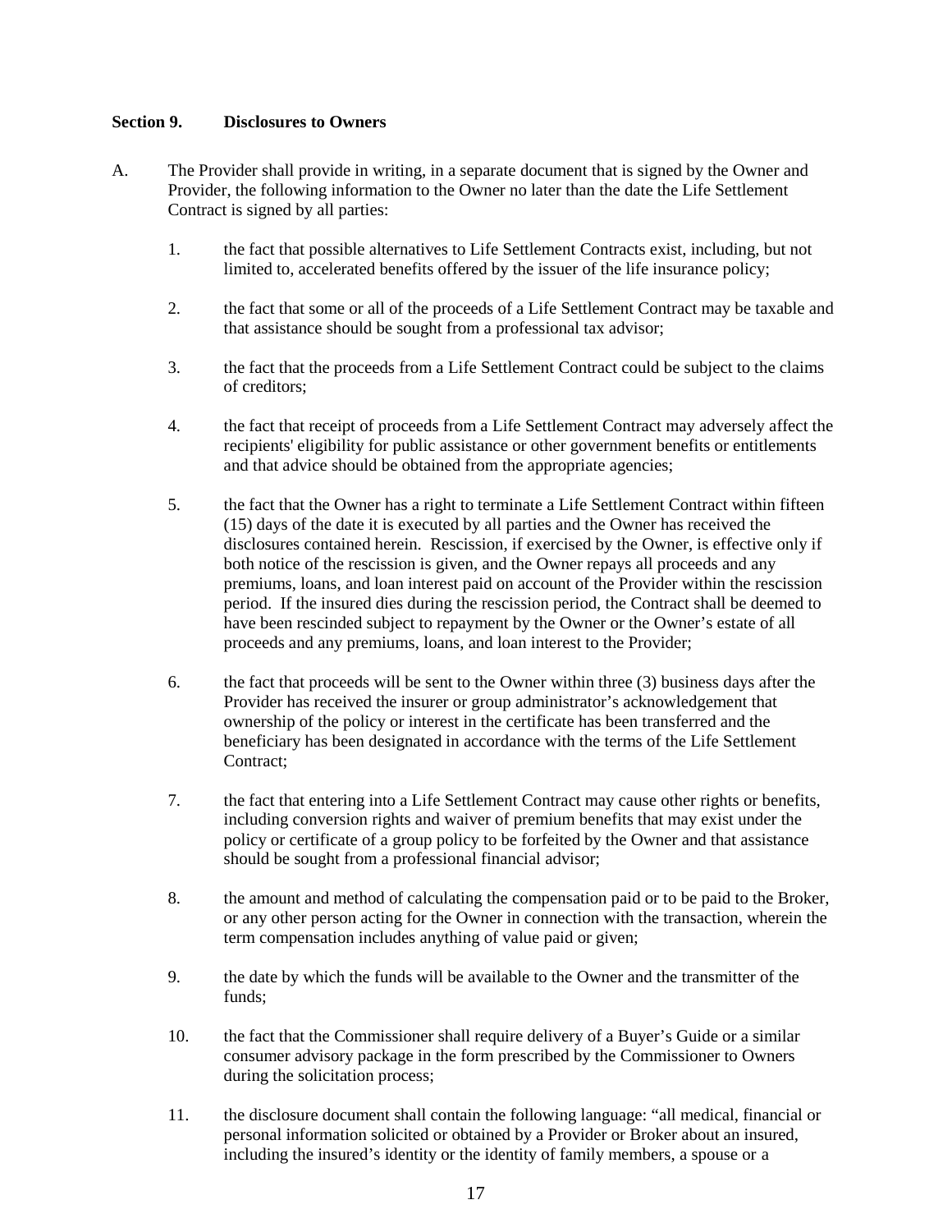## Section 9. Disclosures to Owners

A. The Provider shall provide in writing, in a separate document that is signed by the Owner and Provider, the following information to the Owner no later than the date the Life Settlement Contract is signed by all parties:

1. the fact that possible alternatives to Life Settlement Contracts exist, including, but not limited to, accelerated benefits offered by the issuer of the life insurance policy;

2. the fact that some or all of the proceeds of a Life Settlement Contract may be taxable and that assistance should be sought from a professional tax advisor;

3. the fact that the proceeds from a Life Settlement Contract could be subject to the claims of creditors;

4. the fact that receipt of proceeds from a Life Settlement Contract may adversely affect the recipients' eligibility for public assistance or other government benefits or entitlements and that advice should be obtained from the appropriate agencies;

5. the fact that the Owner has a right to terminate a Life Settlement Contract within fifteen (15) days of the date it is executed by all parties and the Owner has received the disclosures contained herein. Rescission, if exercised by the Owner, is effective only if both notice of the rescission is given, and the Owner repays all proceeds and any premiums, loans, and loan interest paid on account of the Provider within the rescission period. If the insured dies during the rescission period, the Contract shall be deemed to have been rescinded subject to repayment by the Owner or the Owner's estate of all proceeds and any premiums, loans, and loan interest to the Provider;

6. the fact that proceeds will be sent to the Owner within three (3) business days after the Provider has received the insurer or group administrator's acknowledgement that ownership of the policy or interest in the certificate has been transferred and the beneficiary has been designated in accordance with the terms of the Life Settlement Contract;

7. the fact that entering into a Life Settlement Contract may cause other rights or benefits, including conversion rights and waiver of premium benefits that may exist under the policy or certificate of a group policy to be forfeited by the Owner and that assistance should be sought from a professional financial advisor;

8. the amount and method of calculating the compensation paid or to be paid to the Broker, or any other person acting for the Owner in connection with the transaction, wherein the term compensation includes anything of value paid or given;

9. the date by which the funds will be available to the Owner and the transmitter of the funds;

10. the fact that the Commissioner shall require delivery of a Buyer's Guide or a similar consumer advisory package in the form prescribed by the Commissioner to Owners during the solicitation process;

11. the disclosure document shall contain the following language: "all medical, financial or personal information solicited or obtained by a Provider or Broker about an insured, including the insured's identity or the identity of family members, a spouse or a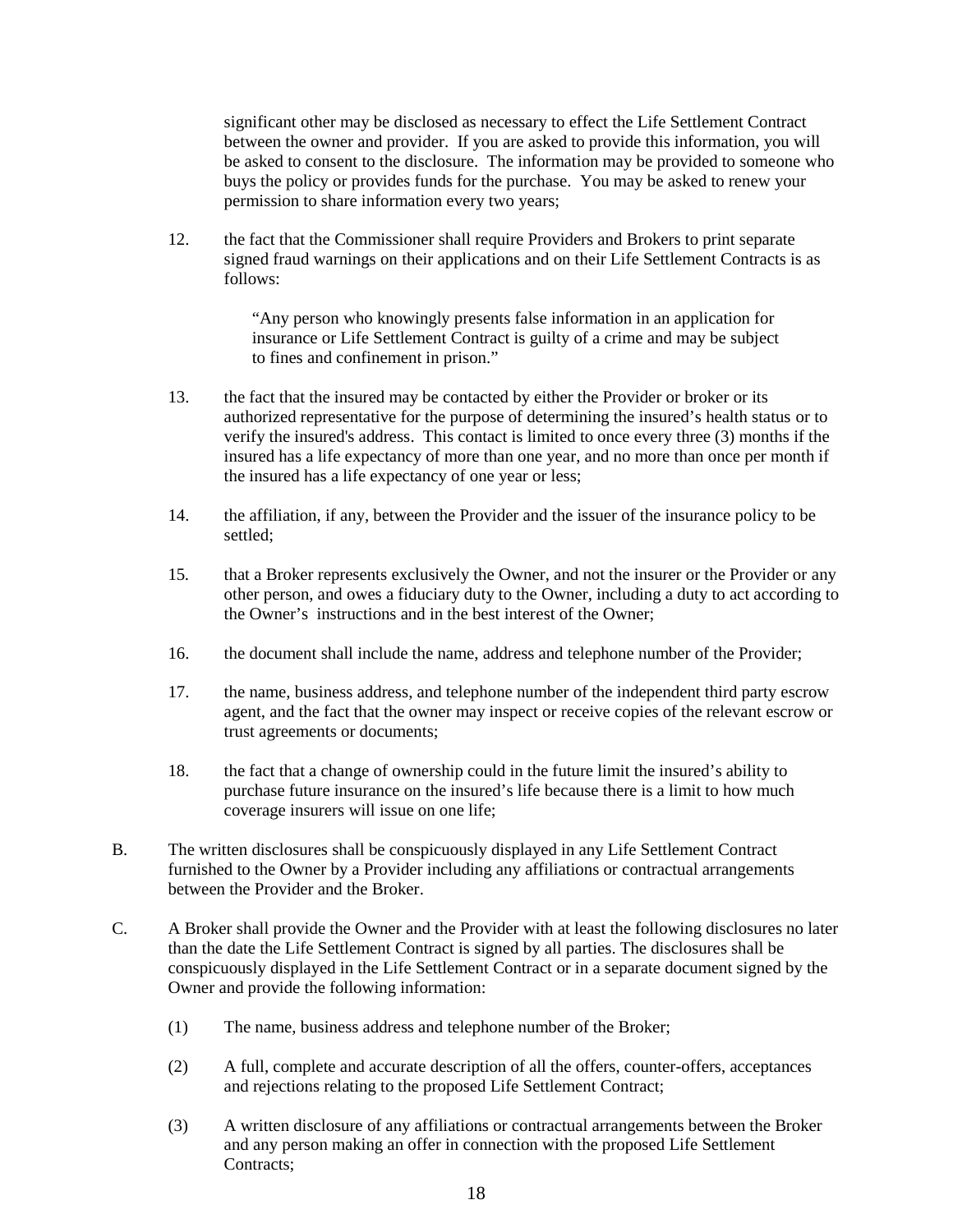significant other may be disclosed as necessary to effect the Life Settlement Contract between the owner and provider. If you are asked to provide this information, you will be asked to consent to the disclosure. The information may be provided to someone who buys the policy or provides funds for the purchase. You may be asked to renew your permission to share information every two years;

12. the fact that the Commissioner shall require Providers and Brokers to print separate signed fraud warnings on their applications and on their Life Settlement Contracts is as follows:

    "Any person who knowingly presents false information in an application for insurance or Life Settlement Contract is guilty of a crime and may be subject to fines and confinement in prison."

13. the fact that the insured may be contacted by either the Provider or broker or its authorized representative for the purpose of determining the insured's health status or to verify the insured's address. This contact is limited to once every three (3) months if the insured has a life expectancy of more than one year, and no more than once per month if the insured has a life expectancy of one year or less;

14. the affiliation, if any, between the Provider and the issuer of the insurance policy to be settled;

15. that a Broker represents exclusively the Owner, and not the insurer or the Provider or any other person, and owes a fiduciary duty to the Owner, including a duty to act according to the Owner's instructions and in the best interest of the Owner;

16. the document shall include the name, address and telephone number of the Provider;

17. the name, business address, and telephone number of the independent third party escrow agent, and the fact that the owner may inspect or receive copies of the relevant escrow or trust agreements or documents;

18. the fact that a change of ownership could in the future limit the insured's ability to purchase future insurance on the insured's life because there is a limit to how much coverage insurers will issue on one life;

B. The written disclosures shall be conspicuously displayed in any Life Settlement Contract furnished to the Owner by a Provider including any affiliations or contractual arrangements between the Provider and the Broker.

C. A Broker shall provide the Owner and the Provider with at least the following disclosures no later than the date the Life Settlement Contract is signed by all parties. The disclosures shall be conspicuously displayed in the Life Settlement Contract or in a separate document signed by the Owner and provide the following information:

   (1) The name, business address and telephone number of the Broker;

   (2) A full, complete and accurate description of all the offers, counter-offers, acceptances and rejections relating to the proposed Life Settlement Contract;

   (3) A written disclosure of any affiliations or contractual arrangements between the Broker and any person making an offer in connection with the proposed Life Settlement Contracts;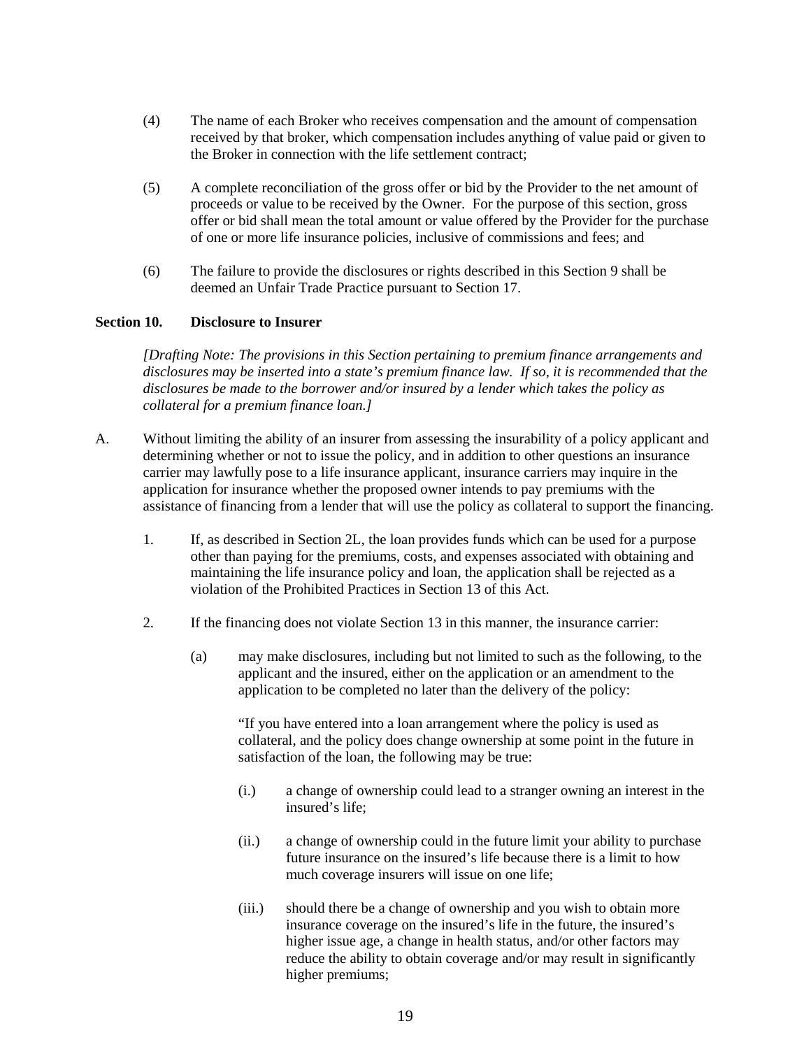(4) The name of each Broker who receives compensation and the amount of compensation received by that broker, which compensation includes anything of value paid or given to the Broker in connection with the life settlement contract;

(5) A complete reconciliation of the gross offer or bid by the Provider to the net amount of proceeds or value to be received by the Owner. For the purpose of this section, gross offer or bid shall mean the total amount or value offered by the Provider for the purchase of one or more life insurance policies, inclusive of commissions and fees; and

(6) The failure to provide the disclosures or rights described in this Section 9 shall be deemed an Unfair Trade Practice pursuant to Section 17.

**Section 10. Disclosure to Insurer**

*[Drafting Note: The provisions in this Section pertaining to premium finance arrangements and disclosures may be inserted into a state's premium finance law. If so, it is recommended that the disclosures be made to the borrower and/or insured by a lender which takes the policy as collateral for a premium finance loan.]*

A. Without limiting the ability of an insurer from assessing the insurability of a policy applicant and determining whether or not to issue the policy, and in addition to other questions an insurance carrier may lawfully pose to a life insurance applicant, insurance carriers may inquire in the application for insurance whether the proposed owner intends to pay premiums with the assistance of financing from a lender that will use the policy as collateral to support the financing.

1. If, as described in Section 2L, the loan provides funds which can be used for a purpose other than paying for the premiums, costs, and expenses associated with obtaining and maintaining the life insurance policy and loan, the application shall be rejected as a violation of the Prohibited Practices in Section 13 of this Act.

2. If the financing does not violate Section 13 in this manner, the insurance carrier:

   (a) may make disclosures, including but not limited to such as the following, to the applicant and the insured, either on the application or an amendment to the application to be completed no later than the delivery of the policy:

   "If you have entered into a loan arrangement where the policy is used as collateral, and the policy does change ownership at some point in the future in satisfaction of the loan, the following may be true:

   (i.) a change of ownership could lead to a stranger owning an interest in the insured's life;

   (ii.) a change of ownership could in the future limit your ability to purchase future insurance on the insured's life because there is a limit to how much coverage insurers will issue on one life;

   (iii.) should there be a change of ownership and you wish to obtain more insurance coverage on the insured's life in the future, the insured's higher issue age, a change in health status, and/or other factors may reduce the ability to obtain coverage and/or may result in significantly higher premiums;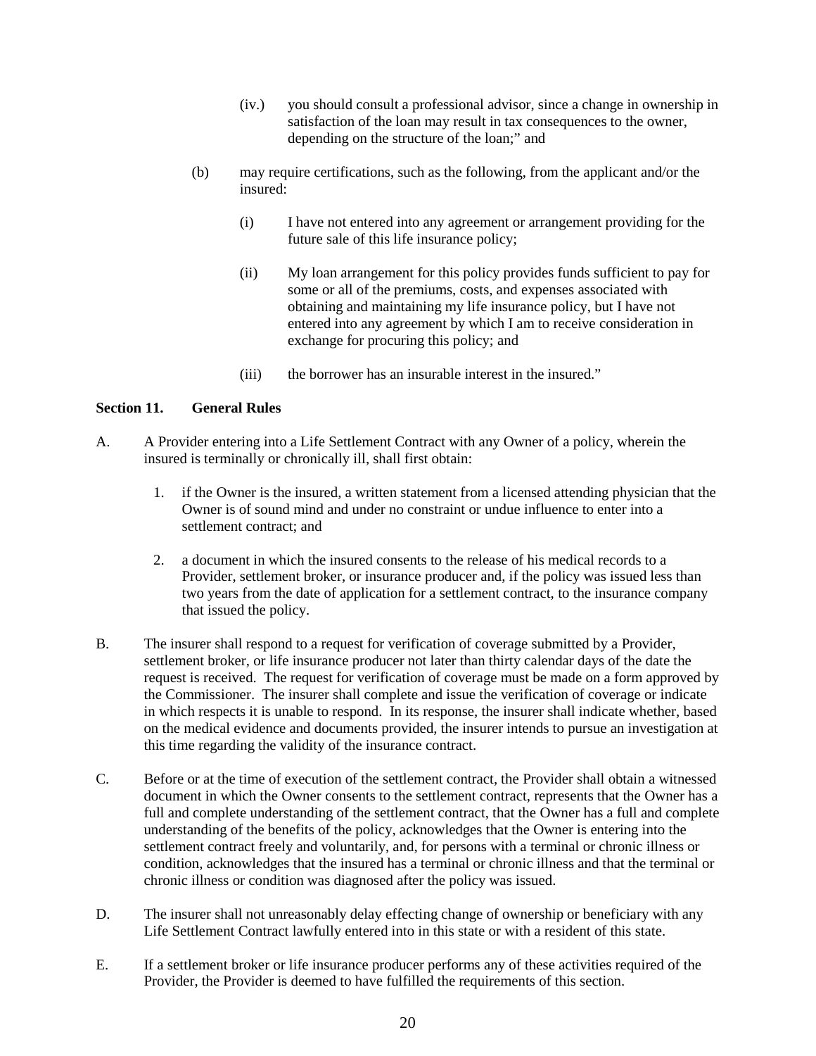(iv.) you should consult a professional advisor, since a change in ownership in satisfaction of the loan may result in tax consequences to the owner, depending on the structure of the loan;" and

(b) may require certifications, such as the following, from the applicant and/or the insured:

(i) I have not entered into any agreement or arrangement providing for the future sale of this life insurance policy;

(ii) My loan arrangement for this policy provides funds sufficient to pay for some or all of the premiums, costs, and expenses associated with obtaining and maintaining my life insurance policy, but I have not entered into any agreement by which I am to receive consideration in exchange for procuring this policy; and

(iii) the borrower has an insurable interest in the insured."

**Section 11. General Rules**

A. A Provider entering into a Life Settlement Contract with any Owner of a policy, wherein the insured is terminally or chronically ill, shall first obtain:

1. if the Owner is the insured, a written statement from a licensed attending physician that the Owner is of sound mind and under no constraint or undue influence to enter into a settlement contract; and

2. a document in which the insured consents to the release of his medical records to a Provider, settlement broker, or insurance producer and, if the policy was issued less than two years from the date of application for a settlement contract, to the insurance company that issued the policy.

B. The insurer shall respond to a request for verification of coverage submitted by a Provider, settlement broker, or life insurance producer not later than thirty calendar days of the date the request is received. The request for verification of coverage must be made on a form approved by the Commissioner. The insurer shall complete and issue the verification of coverage or indicate in which respects it is unable to respond. In its response, the insurer shall indicate whether, based on the medical evidence and documents provided, the insurer intends to pursue an investigation at this time regarding the validity of the insurance contract.

C. Before or at the time of execution of the settlement contract, the Provider shall obtain a witnessed document in which the Owner consents to the settlement contract, represents that the Owner has a full and complete understanding of the settlement contract, that the Owner has a full and complete understanding of the benefits of the policy, acknowledges that the Owner is entering into the settlement contract freely and voluntarily, and, for persons with a terminal or chronic illness or condition, acknowledges that the insured has a terminal or chronic illness and that the terminal or chronic illness or condition was diagnosed after the policy was issued.

D. The insurer shall not unreasonably delay effecting change of ownership or beneficiary with any Life Settlement Contract lawfully entered into in this state or with a resident of this state.

E. If a settlement broker or life insurance producer performs any of these activities required of the Provider, the Provider is deemed to have fulfilled the requirements of this section.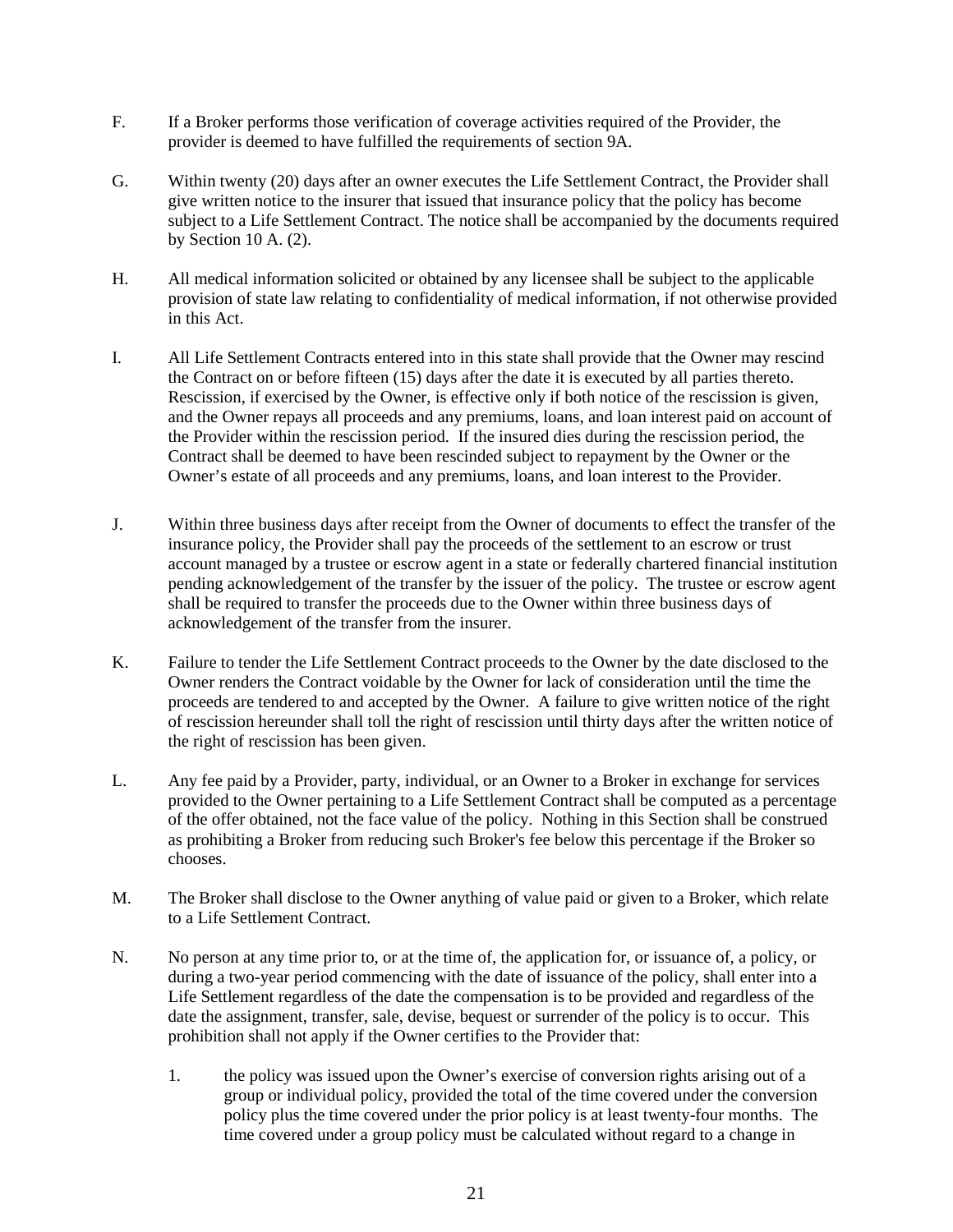F. If a Broker performs those verification of coverage activities required of the Provider, the provider is deemed to have fulfilled the requirements of section 9A.

G. Within twenty (20) days after an owner executes the Life Settlement Contract, the Provider shall give written notice to the insurer that issued that insurance policy that the policy has become subject to a Life Settlement Contract. The notice shall be accompanied by the documents required by Section 10 A. (2).

H. All medical information solicited or obtained by any licensee shall be subject to the applicable provision of state law relating to confidentiality of medical information, if not otherwise provided in this Act.

I. All Life Settlement Contracts entered into in this state shall provide that the Owner may rescind the Contract on or before fifteen (15) days after the date it is executed by all parties thereto. Rescission, if exercised by the Owner, is effective only if both notice of the rescission is given, and the Owner repays all proceeds and any premiums, loans, and loan interest paid on account of the Provider within the rescission period. If the insured dies during the rescission period, the Contract shall be deemed to have been rescinded subject to repayment by the Owner or the Owner's estate of all proceeds and any premiums, loans, and loan interest to the Provider.

J. Within three business days after receipt from the Owner of documents to effect the transfer of the insurance policy, the Provider shall pay the proceeds of the settlement to an escrow or trust account managed by a trustee or escrow agent in a state or federally chartered financial institution pending acknowledgement of the transfer by the issuer of the policy. The trustee or escrow agent shall be required to transfer the proceeds due to the Owner within three business days of acknowledgement of the transfer from the insurer.

K. Failure to tender the Life Settlement Contract proceeds to the Owner by the date disclosed to the Owner renders the Contract voidable by the Owner for lack of consideration until the time the proceeds are tendered to and accepted by the Owner. A failure to give written notice of the right of rescission hereunder shall toll the right of rescission until thirty days after the written notice of the right of rescission has been given.

L. Any fee paid by a Provider, party, individual, or an Owner to a Broker in exchange for services provided to the Owner pertaining to a Life Settlement Contract shall be computed as a percentage of the offer obtained, not the face value of the policy. Nothing in this Section shall be construed as prohibiting a Broker from reducing such Broker's fee below this percentage if the Broker so chooses.

M. The Broker shall disclose to the Owner anything of value paid or given to a Broker, which relate to a Life Settlement Contract.

N. No person at any time prior to, or at the time of, the application for, or issuance of, a policy, or during a two-year period commencing with the date of issuance of the policy, shall enter into a Life Settlement regardless of the date the compensation is to be provided and regardless of the date the assignment, transfer, sale, devise, bequest or surrender of the policy is to occur. This prohibition shall not apply if the Owner certifies to the Provider that:

  1. the policy was issued upon the Owner's exercise of conversion rights arising out of a group or individual policy, provided the total of the time covered under the conversion policy plus the time covered under the prior policy is at least twenty-four months. The time covered under a group policy must be calculated without regard to a change in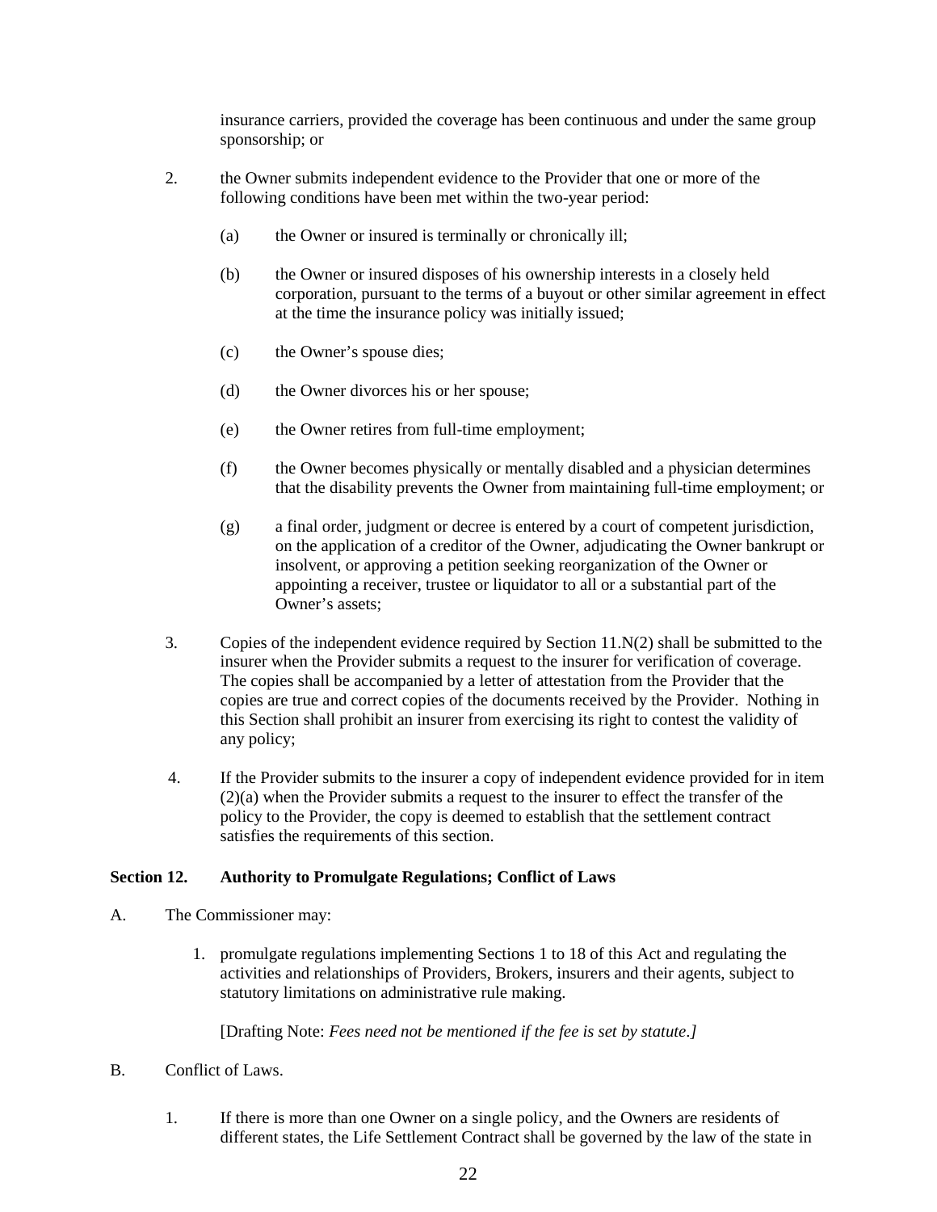insurance carriers, provided the coverage has been continuous and under the same group sponsorship; or

2. the Owner submits independent evidence to the Provider that one or more of the following conditions have been met within the two-year period:

    (a) the Owner or insured is terminally or chronically ill;

    (b) the Owner or insured disposes of his ownership interests in a closely held corporation, pursuant to the terms of a buyout or other similar agreement in effect at the time the insurance policy was initially issued;

    (c) the Owner's spouse dies;

    (d) the Owner divorces his or her spouse;

    (e) the Owner retires from full-time employment;

    (f) the Owner becomes physically or mentally disabled and a physician determines that the disability prevents the Owner from maintaining full-time employment; or

    (g) a final order, judgment or decree is entered by a court of competent jurisdiction, on the application of a creditor of the Owner, adjudicating the Owner bankrupt or insolvent, or approving a petition seeking reorganization of the Owner or appointing a receiver, trustee or liquidator to all or a substantial part of the Owner's assets;

3. Copies of the independent evidence required by Section 11.N(2) shall be submitted to the insurer when the Provider submits a request to the insurer for verification of coverage. The copies shall be accompanied by a letter of attestation from the Provider that the copies are true and correct copies of the documents received by the Provider. Nothing in this Section shall prohibit an insurer from exercising its right to contest the validity of any policy;

4. If the Provider submits to the insurer a copy of independent evidence provided for in item (2)(a) when the Provider submits a request to the insurer to effect the transfer of the policy to the Provider, the copy is deemed to establish that the settlement contract satisfies the requirements of this section.

### Section 12. Authority to Promulgate Regulations; Conflict of Laws

A. The Commissioner may:

1. promulgate regulations implementing Sections 1 to 18 of this Act and regulating the activities and relationships of Providers, Brokers, insurers and their agents, subject to statutory limitations on administrative rule making.

    [Drafting Note: *Fees need not be mentioned if the fee is set by statute*.]

B. Conflict of Laws.

1. If there is more than one Owner on a single policy, and the Owners are residents of different states, the Life Settlement Contract shall be governed by the law of the state in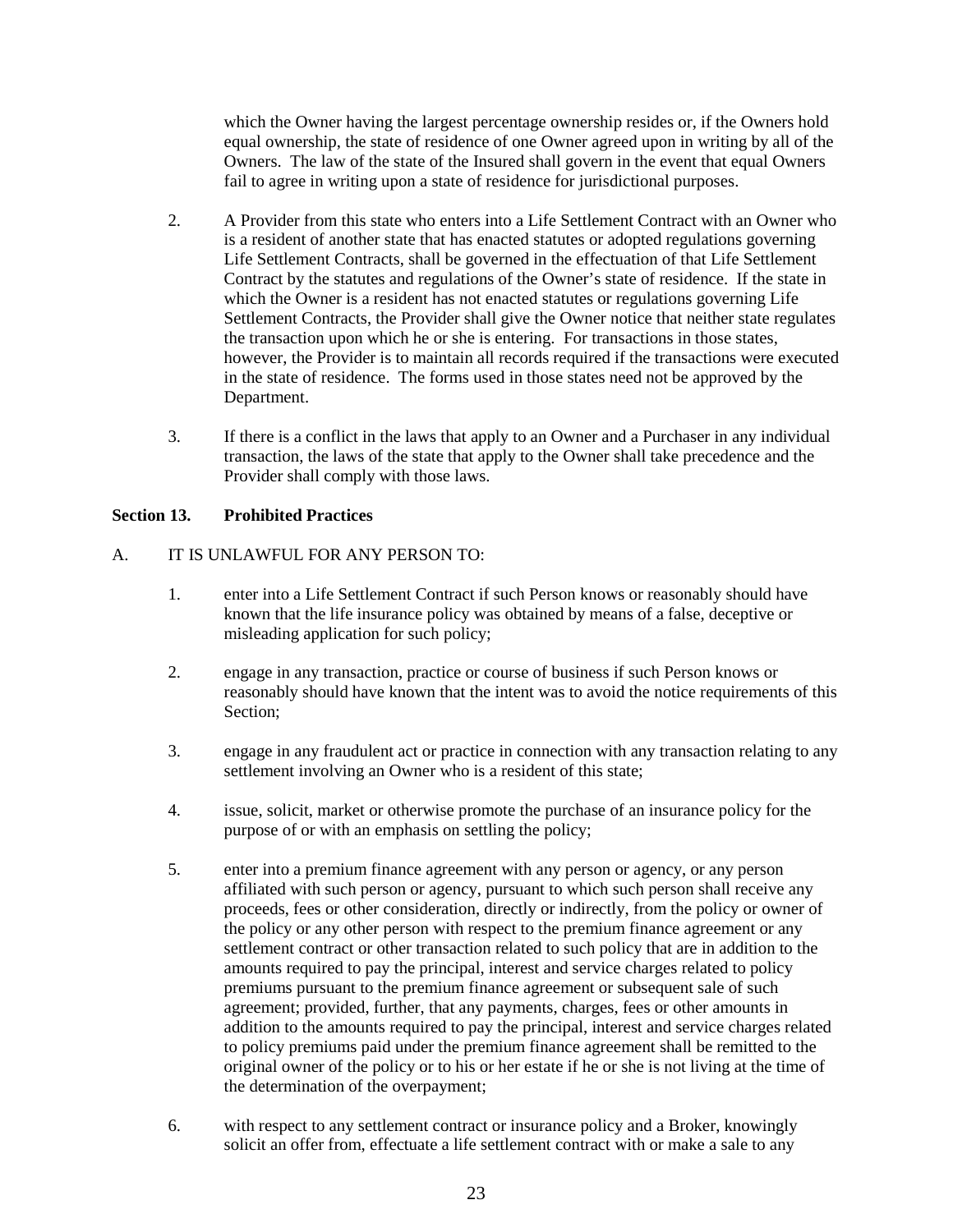which the Owner having the largest percentage ownership resides or, if the Owners hold equal ownership, the state of residence of one Owner agreed upon in writing by all of the Owners. The law of the state of the Insured shall govern in the event that equal Owners fail to agree in writing upon a state of residence for jurisdictional purposes.

2. A Provider from this state who enters into a Life Settlement Contract with an Owner who is a resident of another state that has enacted statutes or adopted regulations governing Life Settlement Contracts, shall be governed in the effectuation of that Life Settlement Contract by the statutes and regulations of the Owner's state of residence. If the state in which the Owner is a resident has not enacted statutes or regulations governing Life Settlement Contracts, the Provider shall give the Owner notice that neither state regulates the transaction upon which he or she is entering. For transactions in those states, however, the Provider is to maintain all records required if the transactions were executed in the state of residence. The forms used in those states need not be approved by the Department.

3. If there is a conflict in the laws that apply to an Owner and a Purchaser in any individual transaction, the laws of the state that apply to the Owner shall take precedence and the Provider shall comply with those laws.

**Section 13. Prohibited Practices**

A. IT IS UNLAWFUL FOR ANY PERSON TO:

1. enter into a Life Settlement Contract if such Person knows or reasonably should have known that the life insurance policy was obtained by means of a false, deceptive or misleading application for such policy;

2. engage in any transaction, practice or course of business if such Person knows or reasonably should have known that the intent was to avoid the notice requirements of this Section;

3. engage in any fraudulent act or practice in connection with any transaction relating to any settlement involving an Owner who is a resident of this state;

4. issue, solicit, market or otherwise promote the purchase of an insurance policy for the purpose of or with an emphasis on settling the policy;

5. enter into a premium finance agreement with any person or agency, or any person affiliated with such person or agency, pursuant to which such person shall receive any proceeds, fees or other consideration, directly or indirectly, from the policy or owner of the policy or any other person with respect to the premium finance agreement or any settlement contract or other transaction related to such policy that are in addition to the amounts required to pay the principal, interest and service charges related to policy premiums pursuant to the premium finance agreement or subsequent sale of such agreement; provided, further, that any payments, charges, fees or other amounts in addition to the amounts required to pay the principal, interest and service charges related to policy premiums paid under the premium finance agreement shall be remitted to the original owner of the policy or to his or her estate if he or she is not living at the time of the determination of the overpayment;

6. with respect to any settlement contract or insurance policy and a Broker, knowingly solicit an offer from, effectuate a life settlement contract with or make a sale to any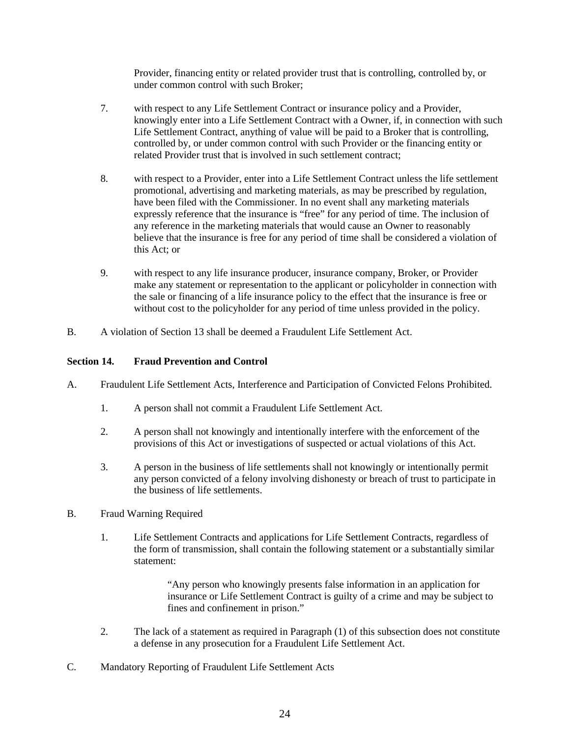Provider, financing entity or related provider trust that is controlling, controlled by, or under common control with such Broker;

7. with respect to any Life Settlement Contract or insurance policy and a Provider, knowingly enter into a Life Settlement Contract with a Owner, if, in connection with such Life Settlement Contract, anything of value will be paid to a Broker that is controlling, controlled by, or under common control with such Provider or the financing entity or related Provider trust that is involved in such settlement contract;

8. with respect to a Provider, enter into a Life Settlement Contract unless the life settlement promotional, advertising and marketing materials, as may be prescribed by regulation, have been filed with the Commissioner. In no event shall any marketing materials expressly reference that the insurance is "free" for any period of time. The inclusion of any reference in the marketing materials that would cause an Owner to reasonably believe that the insurance is free for any period of time shall be considered a violation of this Act; or

9. with respect to any life insurance producer, insurance company, Broker, or Provider make any statement or representation to the applicant or policyholder in connection with the sale or financing of a life insurance policy to the effect that the insurance is free or without cost to the policyholder for any period of time unless provided in the policy.

B. A violation of Section 13 shall be deemed a Fraudulent Life Settlement Act.

**Section 14. Fraud Prevention and Control**

A. Fraudulent Life Settlement Acts, Interference and Participation of Convicted Felons Prohibited.

1. A person shall not commit a Fraudulent Life Settlement Act.

2. A person shall not knowingly and intentionally interfere with the enforcement of the provisions of this Act or investigations of suspected or actual violations of this Act.

3. A person in the business of life settlements shall not knowingly or intentionally permit any person convicted of a felony involving dishonesty or breach of trust to participate in the business of life settlements.

B. Fraud Warning Required

1. Life Settlement Contracts and applications for Life Settlement Contracts, regardless of the form of transmission, shall contain the following statement or a substantially similar statement:

> "Any person who knowingly presents false information in an application for insurance or Life Settlement Contract is guilty of a crime and may be subject to fines and confinement in prison."

2. The lack of a statement as required in Paragraph (1) of this subsection does not constitute a defense in any prosecution for a Fraudulent Life Settlement Act.

C. Mandatory Reporting of Fraudulent Life Settlement Acts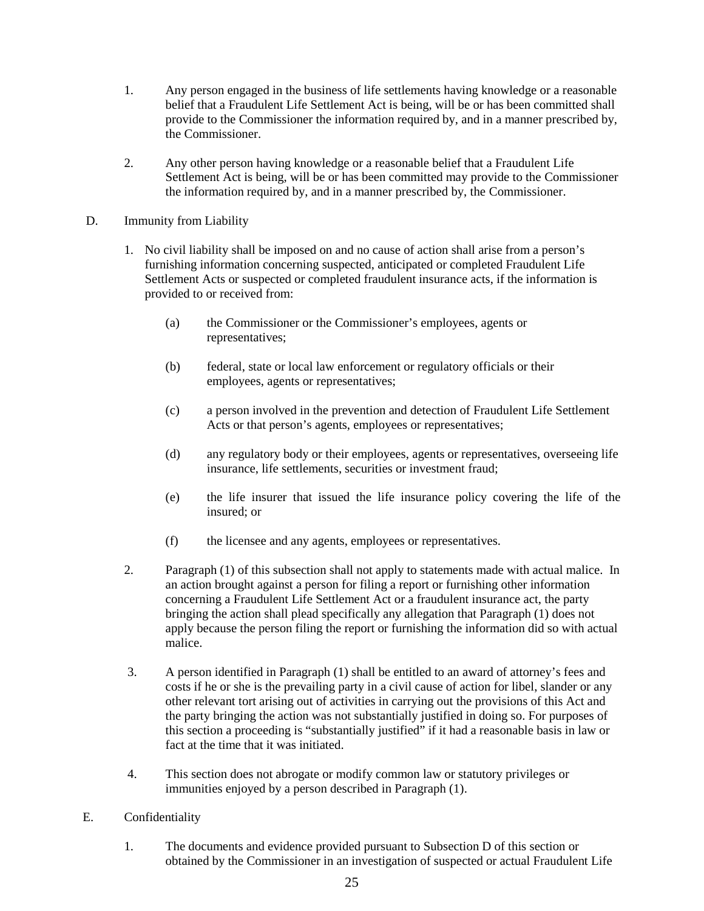1. Any person engaged in the business of life settlements having knowledge or a reasonable belief that a Fraudulent Life Settlement Act is being, will be or has been committed shall provide to the Commissioner the information required by, and in a manner prescribed by, the Commissioner.

2. Any other person having knowledge or a reasonable belief that a Fraudulent Life Settlement Act is being, will be or has been committed may provide to the Commissioner the information required by, and in a manner prescribed by, the Commissioner.

D. Immunity from Liability

1. No civil liability shall be imposed on and no cause of action shall arise from a person's furnishing information concerning suspected, anticipated or completed Fraudulent Life Settlement Acts or suspected or completed fraudulent insurance acts, if the information is provided to or received from:

   (a) the Commissioner or the Commissioner's employees, agents or representatives;

   (b) federal, state or local law enforcement or regulatory officials or their employees, agents or representatives;

   (c) a person involved in the prevention and detection of Fraudulent Life Settlement Acts or that person's agents, employees or representatives;

   (d) any regulatory body or their employees, agents or representatives, overseeing life insurance, life settlements, securities or investment fraud;

   (e) the life insurer that issued the life insurance policy covering the life of the insured; or

   (f) the licensee and any agents, employees or representatives.

2. Paragraph (1) of this subsection shall not apply to statements made with actual malice. In an action brought against a person for filing a report or furnishing other information concerning a Fraudulent Life Settlement Act or a fraudulent insurance act, the party bringing the action shall plead specifically any allegation that Paragraph (1) does not apply because the person filing the report or furnishing the information did so with actual malice.

3. A person identified in Paragraph (1) shall be entitled to an award of attorney's fees and costs if he or she is the prevailing party in a civil cause of action for libel, slander or any other relevant tort arising out of activities in carrying out the provisions of this Act and the party bringing the action was not substantially justified in doing so. For purposes of this section a proceeding is "substantially justified" if it had a reasonable basis in law or fact at the time that it was initiated.

4. This section does not abrogate or modify common law or statutory privileges or immunities enjoyed by a person described in Paragraph (1).

E. Confidentiality

1. The documents and evidence provided pursuant to Subsection D of this section or obtained by the Commissioner in an investigation of suspected or actual Fraudulent Life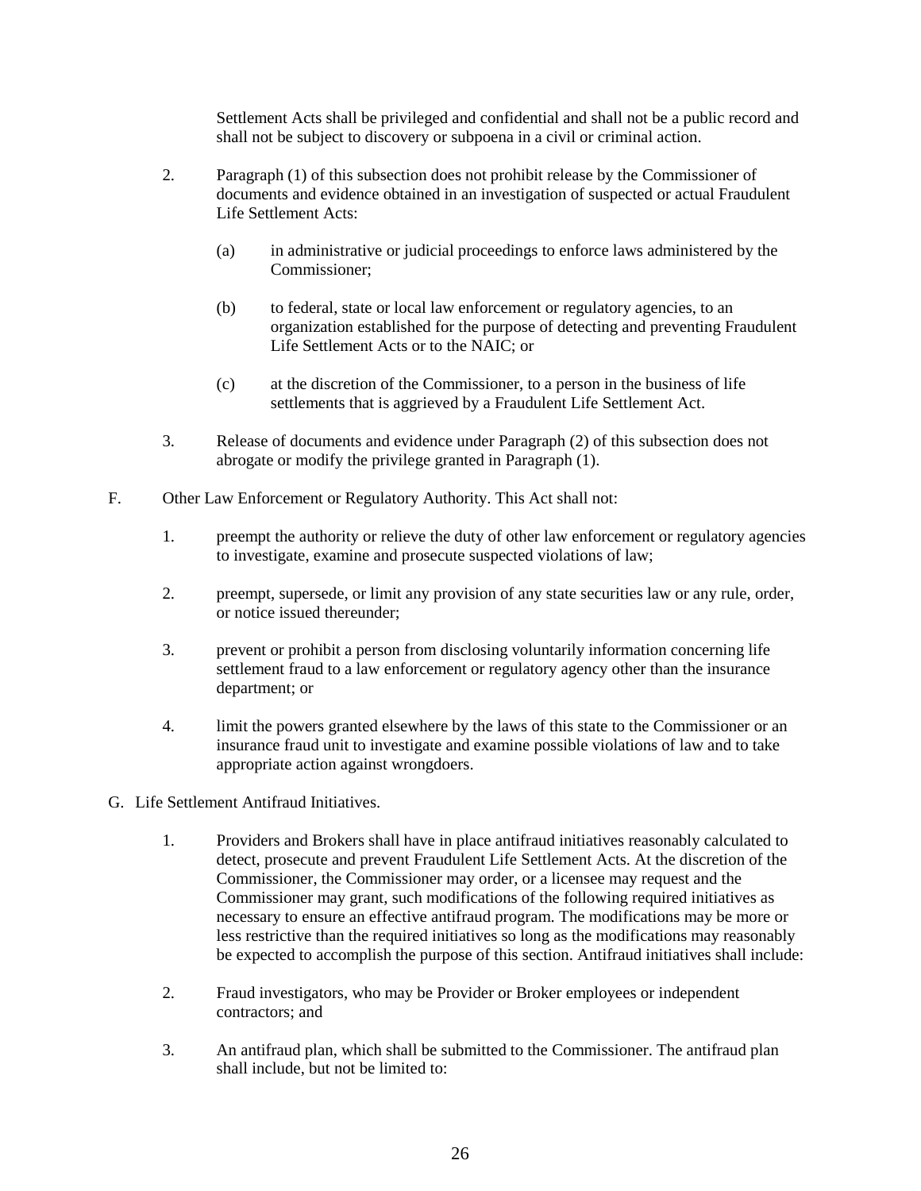Settlement Acts shall be privileged and confidential and shall not be a public record and shall not be subject to discovery or subpoena in a civil or criminal action.

2. Paragraph (1) of this subsection does not prohibit release by the Commissioner of documents and evidence obtained in an investigation of suspected or actual Fraudulent Life Settlement Acts:

   (a) in administrative or judicial proceedings to enforce laws administered by the Commissioner;

   (b) to federal, state or local law enforcement or regulatory agencies, to an organization established for the purpose of detecting and preventing Fraudulent Life Settlement Acts or to the NAIC; or

   (c) at the discretion of the Commissioner, to a person in the business of life settlements that is aggrieved by a Fraudulent Life Settlement Act.

3. Release of documents and evidence under Paragraph (2) of this subsection does not abrogate or modify the privilege granted in Paragraph (1).

F. Other Law Enforcement or Regulatory Authority. This Act shall not:

1. preempt the authority or relieve the duty of other law enforcement or regulatory agencies to investigate, examine and prosecute suspected violations of law;

2. preempt, supersede, or limit any provision of any state securities law or any rule, order, or notice issued thereunder;

3. prevent or prohibit a person from disclosing voluntarily information concerning life settlement fraud to a law enforcement or regulatory agency other than the insurance department; or

4. limit the powers granted elsewhere by the laws of this state to the Commissioner or an insurance fraud unit to investigate and examine possible violations of law and to take appropriate action against wrongdoers.

G. Life Settlement Antifraud Initiatives.

1. Providers and Brokers shall have in place antifraud initiatives reasonably calculated to detect, prosecute and prevent Fraudulent Life Settlement Acts. At the discretion of the Commissioner, the Commissioner may order, or a licensee may request and the Commissioner may grant, such modifications of the following required initiatives as necessary to ensure an effective antifraud program. The modifications may be more or less restrictive than the required initiatives so long as the modifications may reasonably be expected to accomplish the purpose of this section. Antifraud initiatives shall include:

2. Fraud investigators, who may be Provider or Broker employees or independent contractors; and

3. An antifraud plan, which shall be submitted to the Commissioner. The antifraud plan shall include, but not be limited to: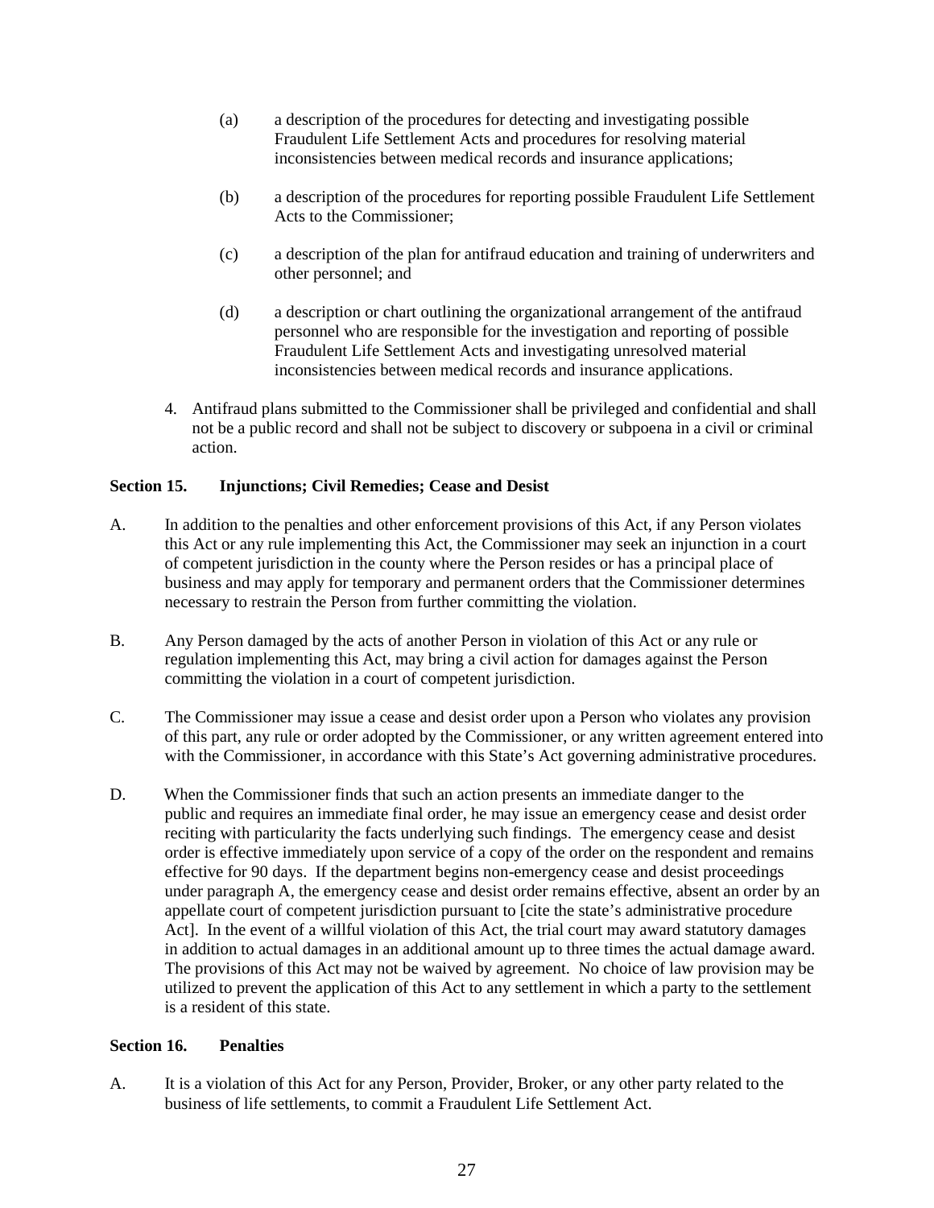(a) a description of the procedures for detecting and investigating possible Fraudulent Life Settlement Acts and procedures for resolving material inconsistencies between medical records and insurance applications;

(b) a description of the procedures for reporting possible Fraudulent Life Settlement Acts to the Commissioner;

(c) a description of the plan for antifraud education and training of underwriters and other personnel; and

(d) a description or chart outlining the organizational arrangement of the antifraud personnel who are responsible for the investigation and reporting of possible Fraudulent Life Settlement Acts and investigating unresolved material inconsistencies between medical records and insurance applications.

4. Antifraud plans submitted to the Commissioner shall be privileged and confidential and shall not be a public record and shall not be subject to discovery or subpoena in a civil or criminal action.

**Section 15. Injunctions; Civil Remedies; Cease and Desist**

A. In addition to the penalties and other enforcement provisions of this Act, if any Person violates this Act or any rule implementing this Act, the Commissioner may seek an injunction in a court of competent jurisdiction in the county where the Person resides or has a principal place of business and may apply for temporary and permanent orders that the Commissioner determines necessary to restrain the Person from further committing the violation.

B. Any Person damaged by the acts of another Person in violation of this Act or any rule or regulation implementing this Act, may bring a civil action for damages against the Person committing the violation in a court of competent jurisdiction.

C. The Commissioner may issue a cease and desist order upon a Person who violates any provision of this part, any rule or order adopted by the Commissioner, or any written agreement entered into with the Commissioner, in accordance with this State's Act governing administrative procedures.

D. When the Commissioner finds that such an action presents an immediate danger to the public and requires an immediate final order, he may issue an emergency cease and desist order reciting with particularity the facts underlying such findings. The emergency cease and desist order is effective immediately upon service of a copy of the order on the respondent and remains effective for 90 days. If the department begins non-emergency cease and desist proceedings under paragraph A, the emergency cease and desist order remains effective, absent an order by an appellate court of competent jurisdiction pursuant to [cite the state's administrative procedure Act]. In the event of a willful violation of this Act, the trial court may award statutory damages in addition to actual damages in an additional amount up to three times the actual damage award. The provisions of this Act may not be waived by agreement. No choice of law provision may be utilized to prevent the application of this Act to any settlement in which a party to the settlement is a resident of this state.

**Section 16. Penalties**

A. It is a violation of this Act for any Person, Provider, Broker, or any other party related to the business of life settlements, to commit a Fraudulent Life Settlement Act.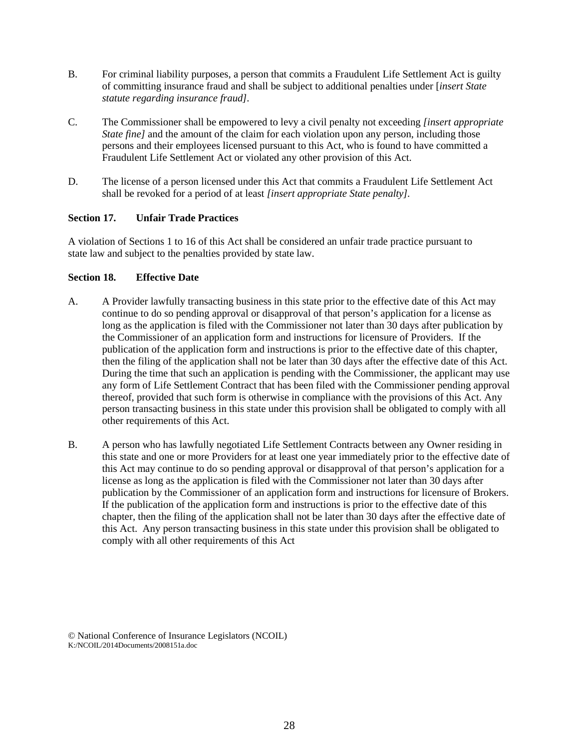B. For criminal liability purposes, a person that commits a Fraudulent Life Settlement Act is guilty of committing insurance fraud and shall be subject to additional penalties under [*insert State statute regarding insurance fraud]*.

C. The Commissioner shall be empowered to levy a civil penalty not exceeding *[insert appropriate State fine]* and the amount of the claim for each violation upon any person, including those persons and their employees licensed pursuant to this Act, who is found to have committed a Fraudulent Life Settlement Act or violated any other provision of this Act.

D. The license of a person licensed under this Act that commits a Fraudulent Life Settlement Act shall be revoked for a period of at least *[insert appropriate State penalty]*.

**Section 17. Unfair Trade Practices**

A violation of Sections 1 to 16 of this Act shall be considered an unfair trade practice pursuant to state law and subject to the penalties provided by state law.

**Section 18. Effective Date**

A. A Provider lawfully transacting business in this state prior to the effective date of this Act may continue to do so pending approval or disapproval of that person's application for a license as long as the application is filed with the Commissioner not later than 30 days after publication by the Commissioner of an application form and instructions for licensure of Providers. If the publication of the application form and instructions is prior to the effective date of this chapter, then the filing of the application shall not be later than 30 days after the effective date of this Act. During the time that such an application is pending with the Commissioner, the applicant may use any form of Life Settlement Contract that has been filed with the Commissioner pending approval thereof, provided that such form is otherwise in compliance with the provisions of this Act. Any person transacting business in this state under this provision shall be obligated to comply with all other requirements of this Act.

B. A person who has lawfully negotiated Life Settlement Contracts between any Owner residing in this state and one or more Providers for at least one year immediately prior to the effective date of this Act may continue to do so pending approval or disapproval of that person's application for a license as long as the application is filed with the Commissioner not later than 30 days after publication by the Commissioner of an application form and instructions for licensure of Brokers. If the publication of the application form and instructions is prior to the effective date of this chapter, then the filing of the application shall not be later than 30 days after the effective date of this Act. Any person transacting business in this state under this provision shall be obligated to comply with all other requirements of this Act

© National Conference of Insurance Legislators (NCOIL)
K:/NCOIL/2014Documents/2008151a.doc